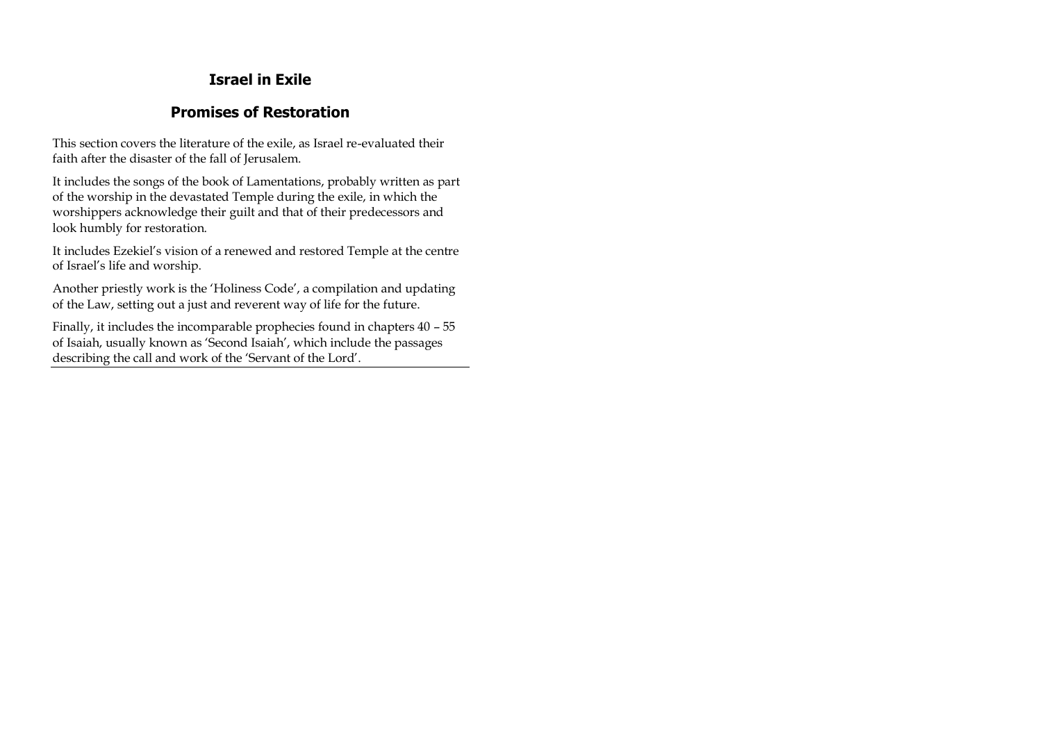# Israel in Exile

## Promises of Restoration

This section covers the literature of the exile, as Israel re-evaluated their faith after the disaster of the fall of Jerusalem.

It includes the songs of the book of Lamentations, probably written as part of the worship in the devastated Temple during the exile, in which the worshippers acknowledge their guilt and that of their predecessors and look humbly for restoration.

It includes Ezekiel's vision of a renewed and restored Temple at the centre of Israel's life and worship.

Another priestly work is the 'Holiness Code', a compilation and updating of the Law, setting out a just and reverent way of life for the future.

Finally, it includes the incomparable prophecies found in chapters 40 – 55 of Isaiah, usually known as 'Second Isaiah', which include the passages describing the call and work of the 'Servant of the Lord'.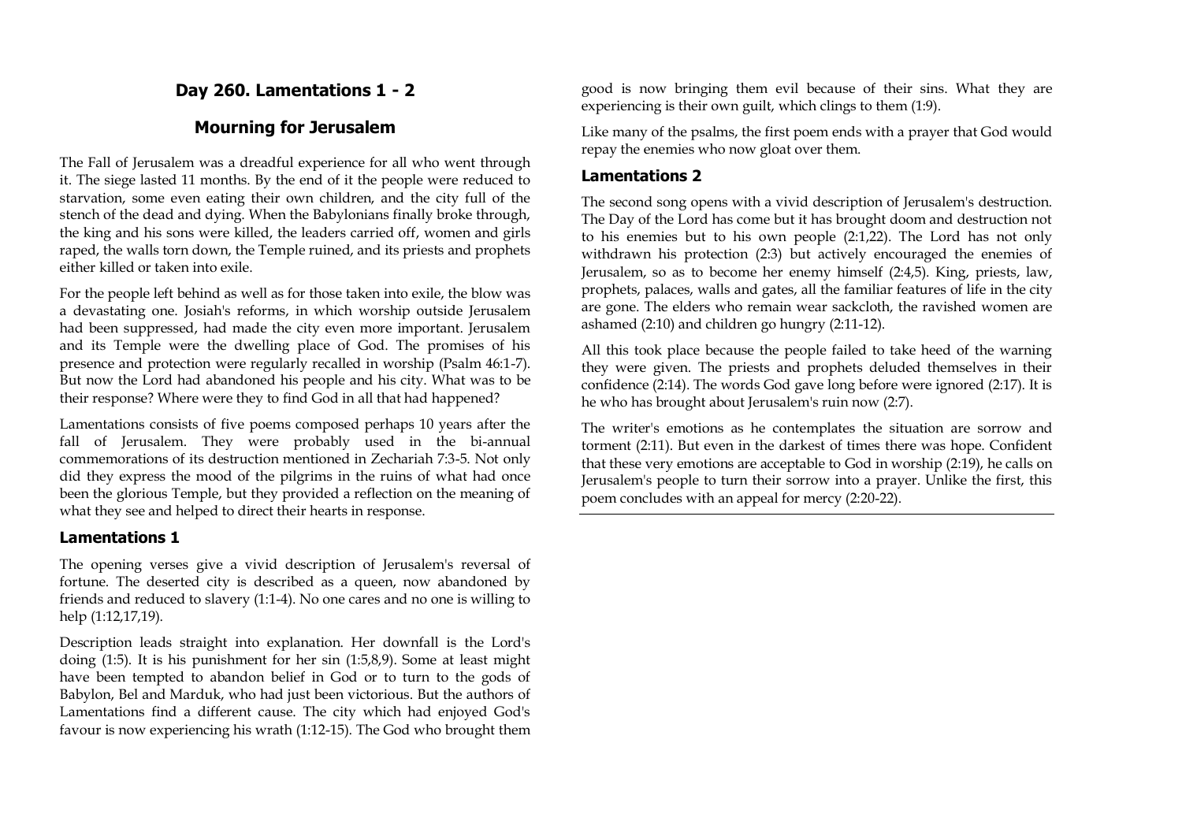## Day 260. Lamentations 1 - 2

## Mourning for Jerusalem

The Fall of Jerusalem was a dreadful experience for all who went through it. The siege lasted 11 months. By the end of it the people were reduced to starvation, some even eating their own children, and the city full of the stench of the dead and dying. When the Babylonians finally broke through, the king and his sons were killed, the leaders carried off, women and girls raped, the walls torn down, the Temple ruined, and its priests and prophets either killed or taken into exile.

For the people left behind as well as for those taken into exile, the blow was a devastating one. Josiah's reforms, in which worship outside Jerusalem had been suppressed, had made the city even more important. Jerusalem and its Temple were the dwelling place of God. The promises of his presence and protection were regularly recalled in worship (Psalm 46:1-7). But now the Lord had abandoned his people and his city. What was to be their response? Where were they to find God in all that had happened?

Lamentations consists of five poems composed perhaps 10 years after the fall of Jerusalem. They were probably used in the bi-annual commemorations of its destruction mentioned in Zechariah 7:3-5. Not only did they express the mood of the pilgrims in the ruins of what had once been the glorious Temple, but they provided a reflection on the meaning of what they see and helped to direct their hearts in response.

### Lamentations 1

The opening verses give a vivid description of Jerusalem's reversal of fortune. The deserted city is described as a queen, now abandoned by friends and reduced to slavery (1:1-4). No one cares and no one is willing to help (1:12,17,19).

Description leads straight into explanation. Her downfall is the Lord's doing (1:5). It is his punishment for her sin (1:5,8,9). Some at least might have been tempted to abandon belief in God or to turn to the gods of Babylon, Bel and Marduk, who had just been victorious. But the authors of Lamentations find a different cause. The city which had enjoyed God's favour is now experiencing his wrath (1:12-15). The God who brought them good is now bringing them evil because of their sins. What they are experiencing is their own guilt, which clings to them (1:9).

Like many of the psalms, the first poem ends with a prayer that God would repay the enemies who now gloat over them.

### Lamentations 2

The second song opens with a vivid description of Jerusalem's destruction. The Day of the Lord has come but it has brought doom and destruction not to his enemies but to his own people (2:1,22). The Lord has not only withdrawn his protection (2:3) but actively encouraged the enemies of Jerusalem, so as to become her enemy himself (2:4,5). King, priests, law, prophets, palaces, walls and gates, all the familiar features of life in the city are gone. The elders who remain wear sackcloth, the ravished women are ashamed (2:10) and children go hungry (2:11-12).

All this took place because the people failed to take heed of the warning they were given. The priests and prophets deluded themselves in their confidence (2:14). The words God gave long before were ignored (2:17). It is he who has brought about Jerusalem's ruin now (2:7).

The writer's emotions as he contemplates the situation are sorrow and torment (2:11). But even in the darkest of times there was hope. Confident that these very emotions are acceptable to God in worship (2:19), he calls on Jerusalem's people to turn their sorrow into a prayer. Unlike the first, this poem concludes with an appeal for mercy (2:20-22).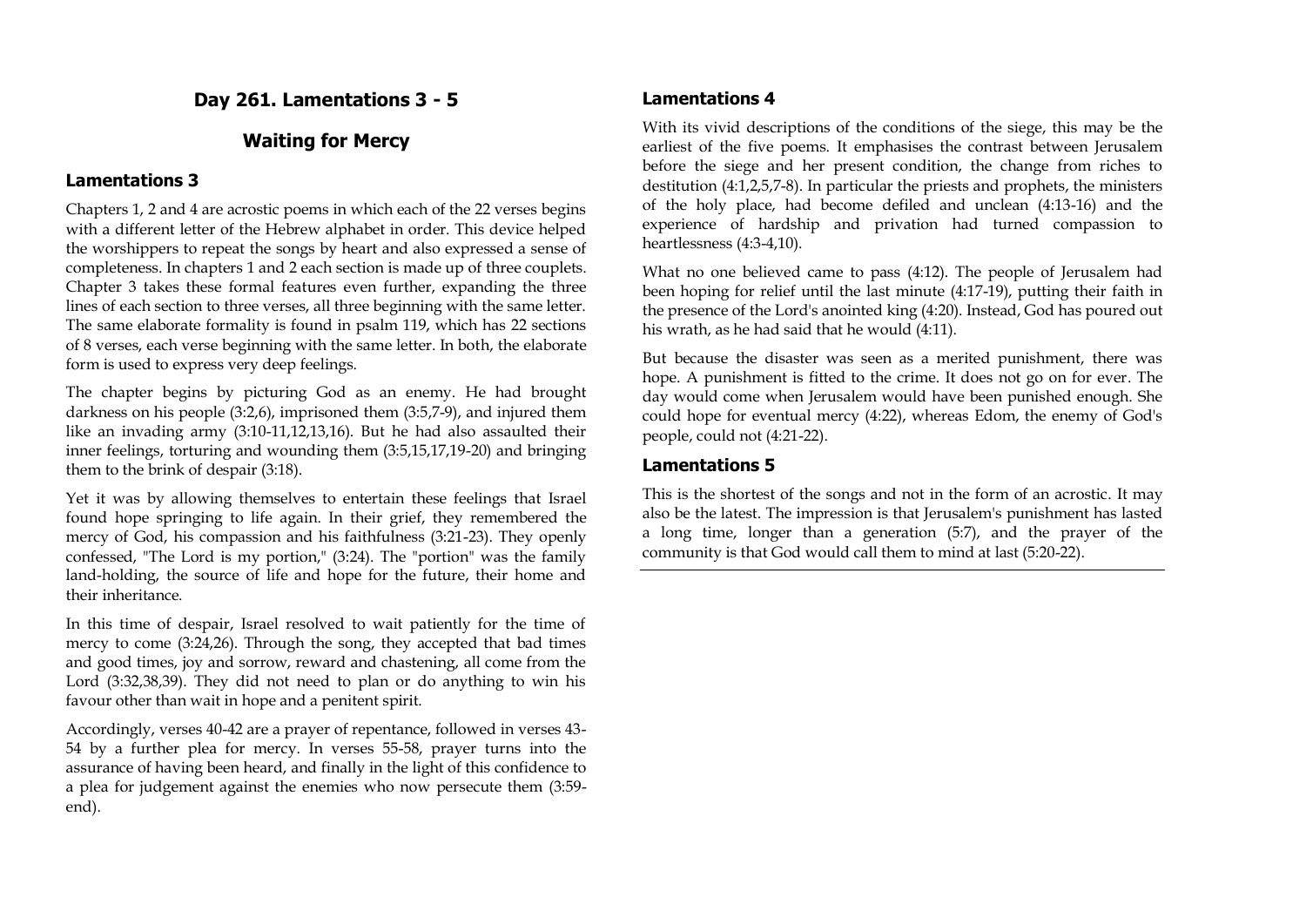## Day 261. Lamentations 3 - 5

## Waiting for Mercy

### Lamentations 3

Chapters 1, 2 and 4 are acrostic poems in which each of the 22 verses begins with a different letter of the Hebrew alphabet in order. This device helped the worshippers to repeat the songs by heart and also expressed a sense of completeness. In chapters 1 and 2 each section is made up of three couplets. Chapter 3 takes these formal features even further, expanding the three lines of each section to three verses, all three beginning with the same letter. The same elaborate formality is found in psalm 119, which has 22 sections of 8 verses, each verse beginning with the same letter. In both, the elaborate form is used to express very deep feelings.

The chapter begins by picturing God as an enemy. He had brought darkness on his people (3:2,6), imprisoned them (3:5,7-9), and injured them like an invading army (3:10-11,12,13,16). But he had also assaulted their inner feelings, torturing and wounding them (3:5,15,17,19-20) and bringing them to the brink of despair (3:18).

Yet it was by allowing themselves to entertain these feelings that Israel found hope springing to life again. In their grief, they remembered the mercy of God, his compassion and his faithfulness (3:21-23). They openly confessed, "The Lord is my portion," (3:24). The "portion" was the family land-holding, the source of life and hope for the future, their home and their inheritance.

In this time of despair, Israel resolved to wait patiently for the time of mercy to come (3:24,26). Through the song, they accepted that bad times and good times, joy and sorrow, reward and chastening, all come from the Lord (3:32,38,39). They did not need to plan or do anything to win his favour other than wait in hope and a penitent spirit.

Accordingly, verses 40-42 are a prayer of repentance, followed in verses 43-54 by a further plea for mercy. In verses 55-58, prayer turns into the assurance of having been heard, and finally in the light of this confidence to a plea for judgement against the enemies who now persecute them (3:59-end).

### Lamentations 4

With its vivid descriptions of the conditions of the siege, this may be the earliest of the five poems. It emphasises the contrast between Jerusalem before the siege and her present condition, the change from riches to destitution (4:1,2,5,7-8). In particular the priests and prophets, the ministers of the holy place, had become defiled and unclean (4:13-16) and the experience of hardship and privation had turned compassion to heartlessness (4:3-4,10).

What no one believed came to pass (4:12). The people of Jerusalem had been hoping for relief until the last minute (4:17-19), putting their faith in the presence of the Lord's anointed king (4:20). Instead, God has poured out his wrath, as he had said that he would (4:11).

But because the disaster was seen as a merited punishment, there was hope. A punishment is fitted to the crime. It does not go on for ever. The day would come when Jerusalem would have been punished enough. She could hope for eventual mercy (4:22), whereas Edom, the enemy of God's people, could not (4:21-22).

### Lamentations 5

This is the shortest of the songs and not in the form of an acrostic. It may also be the latest. The impression is that Jerusalem's punishment has lasted a long time, longer than a generation (5:7), and the prayer of the community is that God would call them to mind at last (5:20-22).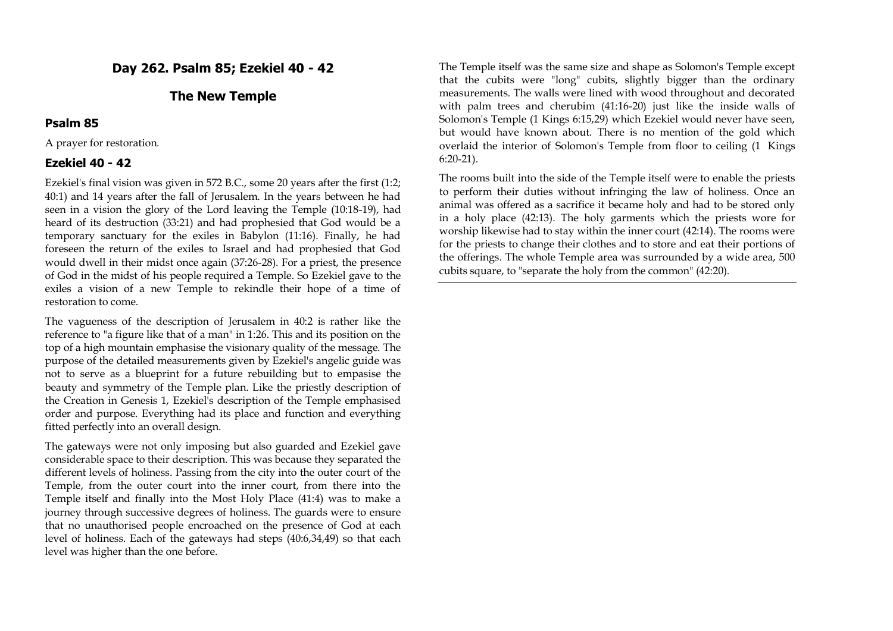## Day 262. Psalm 85; Ezekiel 40 - 42

## The New Temple

### Psalm 85

A prayer for restoration.

### Ezekiel 40 - 42

Ezekiel's final vision was given in 572 B.C., some 20 years after the first (1:2; 40:1) and 14 years after the fall of Jerusalem. In the years between he had seen in a vision the glory of the Lord leaving the Temple (10:18-19), had heard of its destruction (33:21) and had prophesied that God would be a temporary sanctuary for the exiles in Babylon (11:16). Finally, he had foreseen the return of the exiles to Israel and had prophesied that God would dwell in their midst once again (37:26-28). For a priest, the presence of God in the midst of his people required a Temple. So Ezekiel gave to the exiles a vision of a new Temple to rekindle their hope of a time of restoration to come.

The vagueness of the description of Jerusalem in 40:2 is rather like the reference to "a figure like that of a man" in 1:26. This and its position on the top of a high mountain emphasise the visionary quality of the message. The purpose of the detailed measurements given by Ezekiel's angelic guide was not to serve as a blueprint for a future rebuilding but to empasise the beauty and symmetry of the Temple plan. Like the priestly description of the Creation in Genesis 1, Ezekiel's description of the Temple emphasised order and purpose. Everything had its place and function and everything fitted perfectly into an overall design.

The gateways were not only imposing but also guarded and Ezekiel gave considerable space to their description. This was because they separated the different levels of holiness. Passing from the city into the outer court of the Temple, from the outer court into the inner court, from there into the Temple itself and finally into the Most Holy Place (41:4) was to make a journey through successive degrees of holiness. The guards were to ensure that no unauthorised people encroached on the presence of God at each level of holiness. Each of the gateways had steps (40:6,34,49) so that each level was higher than the one before.

The Temple itself was the same size and shape as Solomon's Temple except that the cubits were "long" cubits, slightly bigger than the ordinary measurements. The walls were lined with wood throughout and decorated with palm trees and cherubim (41:16-20) just like the inside walls of Solomon's Temple (1 Kings 6:15,29) which Ezekiel would never have seen, but would have known about. There is no mention of the gold which overlaid the interior of Solomon's Temple from floor to ceiling (1 Kings 6:20-21).

The rooms built into the side of the Temple itself were to enable the priests to perform their duties without infringing the law of holiness. Once an animal was offered as a sacrifice it became holy and had to be stored only in a holy place (42:13). The holy garments which the priests wore for worship likewise had to stay within the inner court (42:14). The rooms were for the priests to change their clothes and to store and eat their portions of the offerings. The whole Temple area was surrounded by a wide area, 500 cubits square, to "separate the holy from the common" (42:20).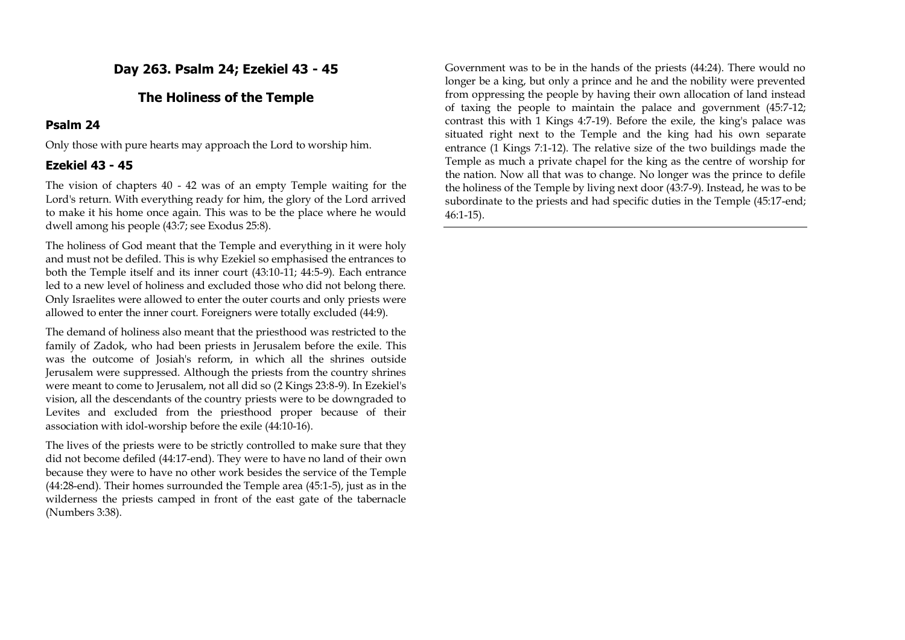## Day 263. Psalm 24; Ezekiel 43 - 45

## The Holiness of the Temple

### Psalm 24

Only those with pure hearts may approach the Lord to worship him.

### Ezekiel 43 - 45

The vision of chapters 40 - 42 was of an empty Temple waiting for the Lord's return. With everything ready for him, the glory of the Lord arrived to make it his home once again. This was to be the place where he would dwell among his people (43:7; see Exodus 25:8).

The holiness of God meant that the Temple and everything in it were holy and must not be defiled. This is why Ezekiel so emphasised the entrances to both the Temple itself and its inner court (43:10-11; 44:5-9). Each entrance led to a new level of holiness and excluded those who did not belong there. Only Israelites were allowed to enter the outer courts and only priests were allowed to enter the inner court. Foreigners were totally excluded (44:9).

The demand of holiness also meant that the priesthood was restricted to the family of Zadok, who had been priests in Jerusalem before the exile. This was the outcome of Josiah's reform, in which all the shrines outside Jerusalem were suppressed. Although the priests from the country shrines were meant to come to Jerusalem, not all did so (2 Kings 23:8-9). In Ezekiel's vision, all the descendants of the country priests were to be downgraded to Levites and excluded from the priesthood proper because of their association with idol-worship before the exile (44:10-16).

The lives of the priests were to be strictly controlled to make sure that they did not become defiled (44:17-end). They were to have no land of their own because they were to have no other work besides the service of the Temple (44:28-end). Their homes surrounded the Temple area (45:1-5), just as in the wilderness the priests camped in front of the east gate of the tabernacle (Numbers 3:38).

Government was to be in the hands of the priests (44:24). There would no longer be a king, but only a prince and he and the nobility were prevented from oppressing the people by having their own allocation of land instead of taxing the people to maintain the palace and government (45:7-12; contrast this with 1 Kings 4:7-19). Before the exile, the king's palace was situated right next to the Temple and the king had his own separate entrance (1 Kings 7:1-12). The relative size of the two buildings made the Temple as much a private chapel for the king as the centre of worship for the nation. Now all that was to change. No longer was the prince to defile the holiness of the Temple by living next door (43:7-9). Instead, he was to be subordinate to the priests and had specific duties in the Temple (45:17-end; 46:1-15).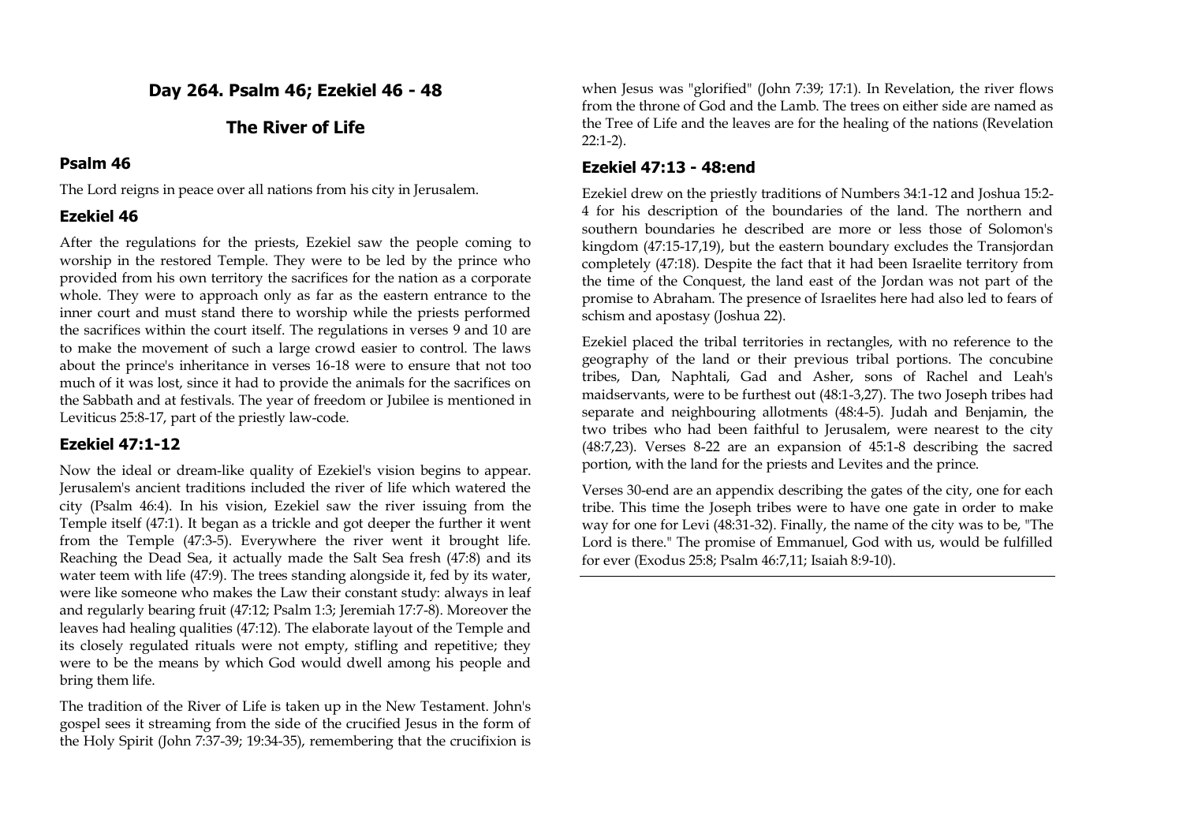## Day 264. Psalm 46; Ezekiel 46 - 48

## The River of Life

### Psalm 46

The Lord reigns in peace over all nations from his city in Jerusalem.

### Ezekiel 46

After the regulations for the priests, Ezekiel saw the people coming to worship in the restored Temple. They were to be led by the prince who provided from his own territory the sacrifices for the nation as a corporate whole. They were to approach only as far as the eastern entrance to the inner court and must stand there to worship while the priests performed the sacrifices within the court itself. The regulations in verses 9 and 10 are to make the movement of such a large crowd easier to control. The laws about the prince's inheritance in verses 16-18 were to ensure that not too much of it was lost, since it had to provide the animals for the sacrifices on the Sabbath and at festivals. The year of freedom or Jubilee is mentioned in Leviticus 25:8-17, part of the priestly law-code.

### Ezekiel 47:1-12

Now the ideal or dream-like quality of Ezekiel's vision begins to appear. Jerusalem's ancient traditions included the river of life which watered the city (Psalm 46:4). In his vision, Ezekiel saw the river issuing from the Temple itself (47:1). It began as a trickle and got deeper the further it went from the Temple (47:3-5). Everywhere the river went it brought life. Reaching the Dead Sea, it actually made the Salt Sea fresh (47:8) and its water teem with life (47:9). The trees standing alongside it, fed by its water, were like someone who makes the Law their constant study: always in leaf and regularly bearing fruit (47:12; Psalm 1:3; Jeremiah 17:7-8). Moreover the leaves had healing qualities (47:12). The elaborate layout of the Temple and its closely regulated rituals were not empty, stifling and repetitive; they were to be the means by which God would dwell among his people and bring them life.

The tradition of the River of Life is taken up in the New Testament. John's gospel sees it streaming from the side of the crucified Jesus in the form of the Holy Spirit (John 7:37-39; 19:34-35), remembering that the crucifixion is when Jesus was "glorified" (John 7:39; 17:1). In Revelation, the river flows from the throne of God and the Lamb. The trees on either side are named as the Tree of Life and the leaves are for the healing of the nations (Revelation 22:1-2).

### Ezekiel 47:13 - 48:end

Ezekiel drew on the priestly traditions of Numbers 34:1-12 and Joshua 15:2-4 for his description of the boundaries of the land. The northern and southern boundaries he described are more or less those of Solomon's kingdom (47:15-17,19), but the eastern boundary excludes the Transjordan completely (47:18). Despite the fact that it had been Israelite territory from the time of the Conquest, the land east of the Jordan was not part of the promise to Abraham. The presence of Israelites here had also led to fears of schism and apostasy (Joshua 22).

Ezekiel placed the tribal territories in rectangles, with no reference to the geography of the land or their previous tribal portions. The concubine tribes, Dan, Naphtali, Gad and Asher, sons of Rachel and Leah's maidservants, were to be furthest out (48:1-3,27). The two Joseph tribes had separate and neighbouring allotments (48:4-5). Judah and Benjamin, the two tribes who had been faithful to Jerusalem, were nearest to the city (48:7,23). Verses 8-22 are an expansion of 45:1-8 describing the sacred portion, with the land for the priests and Levites and the prince.

Verses 30-end are an appendix describing the gates of the city, one for each tribe. This time the Joseph tribes were to have one gate in order to make way for one for Levi (48:31-32). Finally, the name of the city was to be, "The Lord is there." The promise of Emmanuel, God with us, would be fulfilled for ever (Exodus 25:8; Psalm 46:7,11; Isaiah 8:9-10).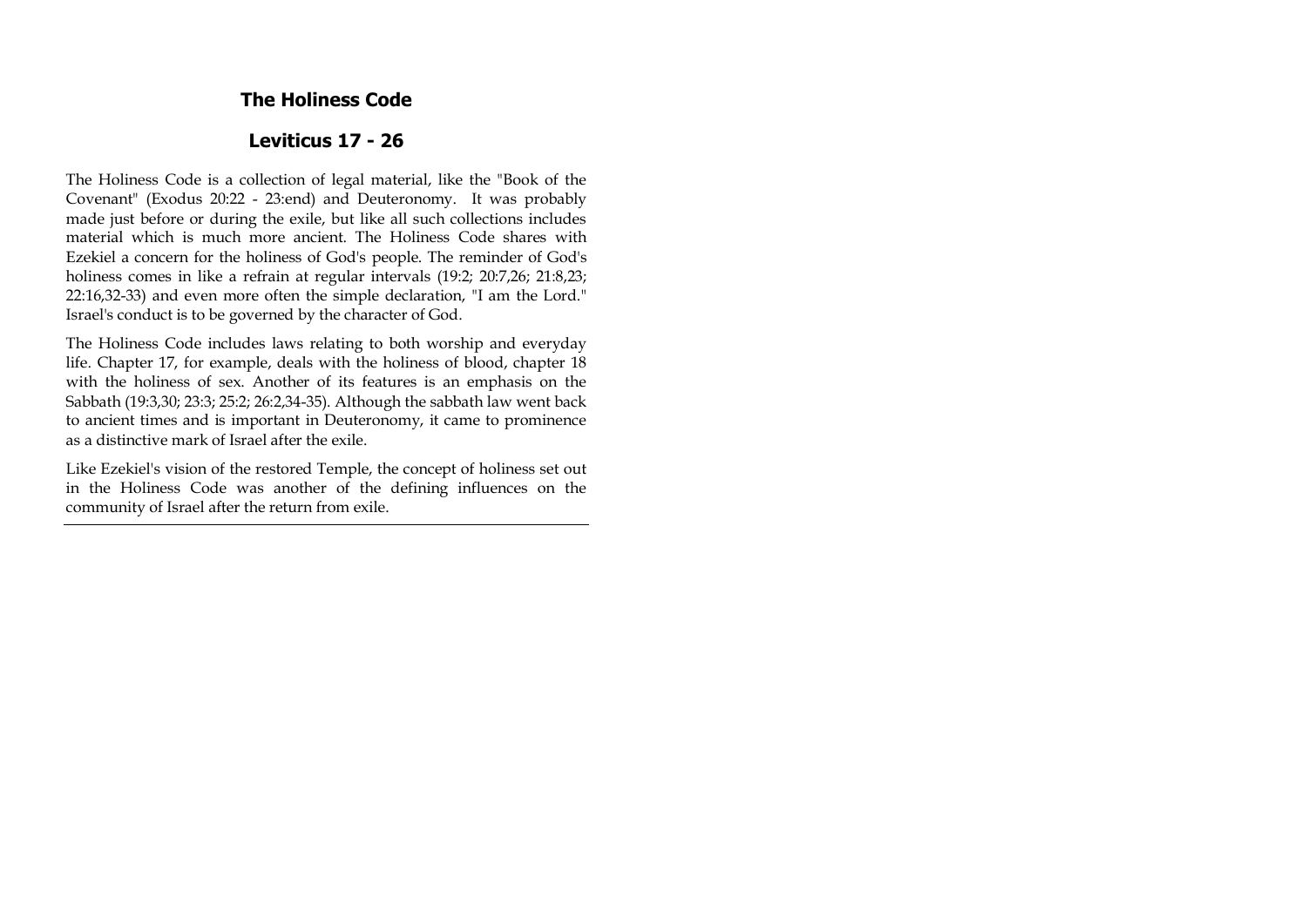## The Holiness Code

## Leviticus 17 - 26

The Holiness Code is a collection of legal material, like the "Book of the Covenant" (Exodus 20:22 - 23:end) and Deuteronomy. It was probably made just before or during the exile, but like all such collections includes material which is much more ancient. The Holiness Code shares with Ezekiel a concern for the holiness of God's people. The reminder of God's holiness comes in like a refrain at regular intervals (19:2; 20:7,26; 21:8,23; 22:16,32-33) and even more often the simple declaration, "I am the Lord." Israel's conduct is to be governed by the character of God.

The Holiness Code includes laws relating to both worship and everyday life. Chapter 17, for example, deals with the holiness of blood, chapter 18 with the holiness of sex. Another of its features is an emphasis on the Sabbath (19:3,30; 23:3; 25:2; 26:2,34-35). Although the sabbath law went back to ancient times and is important in Deuteronomy, it came to prominence as a distinctive mark of Israel after the exile.

Like Ezekiel's vision of the restored Temple, the concept of holiness set out in the Holiness Code was another of the defining influences on the community of Israel after the return from exile.

---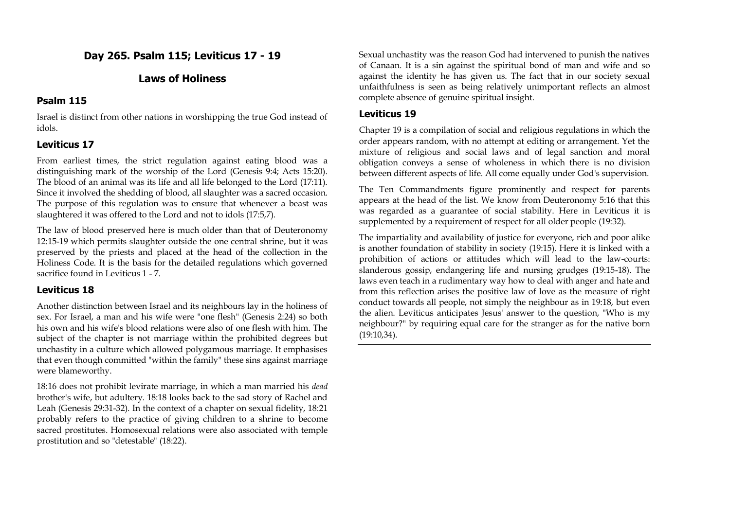## Day 265. Psalm 115; Leviticus 17 - 19

## Laws of Holiness

### Psalm 115

Israel is distinct from other nations in worshipping the true God instead of idols.

### Leviticus 17

From earliest times, the strict regulation against eating blood was a distinguishing mark of the worship of the Lord (Genesis 9:4; Acts 15:20). The blood of an animal was its life and all life belonged to the Lord (17:11). Since it involved the shedding of blood, all slaughter was a sacred occasion. The purpose of this regulation was to ensure that whenever a beast was slaughtered it was offered to the Lord and not to idols (17:5,7).

The law of blood preserved here is much older than that of Deuteronomy 12:15-19 which permits slaughter outside the one central shrine, but it was preserved by the priests and placed at the head of the collection in the Holiness Code. It is the basis for the detailed regulations which governed sacrifice found in Leviticus 1 - 7.

### Leviticus 18

Another distinction between Israel and its neighbours lay in the holiness of sex. For Israel, a man and his wife were "one flesh" (Genesis 2:24) so both his own and his wife's blood relations were also of one flesh with him. The subject of the chapter is not marriage within the prohibited degrees but unchastity in a culture which allowed polygamous marriage. It emphasises that even though committed "within the family" these sins against marriage were blameworthy.

18:16 does not prohibit levirate marriage, in which a man married his *dead* brother's wife, but adultery. 18:18 looks back to the sad story of Rachel and Leah (Genesis 29:31-32). In the context of a chapter on sexual fidelity, 18:21 probably refers to the practice of giving children to a shrine to become sacred prostitutes. Homosexual relations were also associated with temple prostitution and so "detestable" (18:22).

Sexual unchastity was the reason God had intervened to punish the natives of Canaan. It is a sin against the spiritual bond of man and wife and so against the identity he has given us. The fact that in our society sexual unfaithfulness is seen as being relatively unimportant reflects an almost complete absence of genuine spiritual insight.

### Leviticus 19

Chapter 19 is a compilation of social and religious regulations in which the order appears random, with no attempt at editing or arrangement. Yet the mixture of religious and social laws and of legal sanction and moral obligation conveys a sense of wholeness in which there is no division between different aspects of life. All come equally under God's supervision.

The Ten Commandments figure prominently and respect for parents appears at the head of the list. We know from Deuteronomy 5:16 that this was regarded as a guarantee of social stability. Here in Leviticus it is supplemented by a requirement of respect for all older people (19:32).

The impartiality and availability of justice for everyone, rich and poor alike is another foundation of stability in society (19:15). Here it is linked with a prohibition of actions or attitudes which will lead to the law-courts: slanderous gossip, endangering life and nursing grudges (19:15-18). The laws even teach in a rudimentary way how to deal with anger and hate and from this reflection arises the positive law of love as the measure of right conduct towards all people, not simply the neighbour as in 19:18, but even the alien. Leviticus anticipates Jesus' answer to the question, "Who is my neighbour?" by requiring equal care for the stranger as for the native born (19:10,34).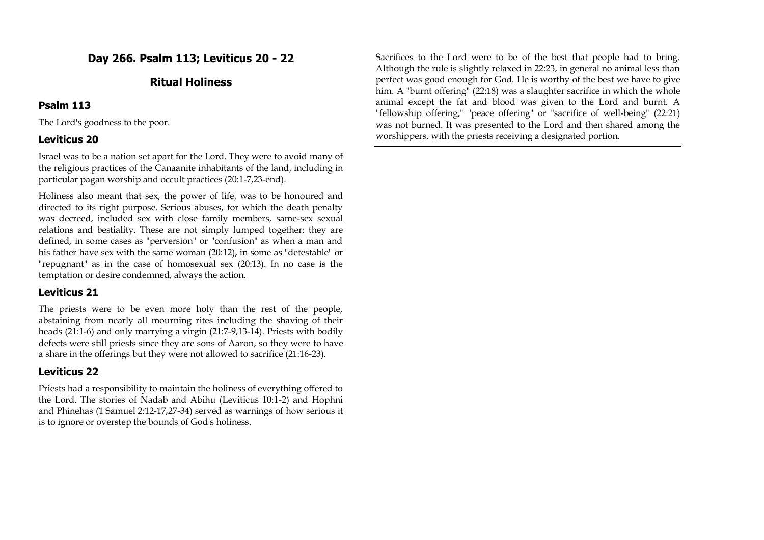## Day 266. Psalm 113; Leviticus 20 - 22

## Ritual Holiness

### Psalm 113

The Lord's goodness to the poor.

### Leviticus 20

Israel was to be a nation set apart for the Lord. They were to avoid many of the religious practices of the Canaanite inhabitants of the land, including in particular pagan worship and occult practices (20:1-7,23-end).

Holiness also meant that sex, the power of life, was to be honoured and directed to its right purpose. Serious abuses, for which the death penalty was decreed, included sex with close family members, same-sex sexual relations and bestiality. These are not simply lumped together; they are defined, in some cases as "perversion" or "confusion" as when a man and his father have sex with the same woman (20:12), in some as "detestable" or "repugnant" as in the case of homosexual sex (20:13). In no case is the temptation or desire condemned, always the action.

### Leviticus 21

The priests were to be even more holy than the rest of the people, abstaining from nearly all mourning rites including the shaving of their heads (21:1-6) and only marrying a virgin (21:7-9,13-14). Priests with bodily defects were still priests since they are sons of Aaron, so they were to have a share in the offerings but they were not allowed to sacrifice (21:16-23).

### Leviticus 22

Priests had a responsibility to maintain the holiness of everything offered to the Lord. The stories of Nadab and Abihu (Leviticus 10:1-2) and Hophni and Phinehas (1 Samuel 2:12-17,27-34) served as warnings of how serious it is to ignore or overstep the bounds of God's holiness.

Sacrifices to the Lord were to be of the best that people had to bring. Although the rule is slightly relaxed in 22:23, in general no animal less than perfect was good enough for God. He is worthy of the best we have to give him. A "burnt offering" (22:18) was a slaughter sacrifice in which the whole animal except the fat and blood was given to the Lord and burnt. A "fellowship offering," "peace offering" or "sacrifice of well-being" (22:21) was not burned. It was presented to the Lord and then shared among the worshippers, with the priests receiving a designated portion.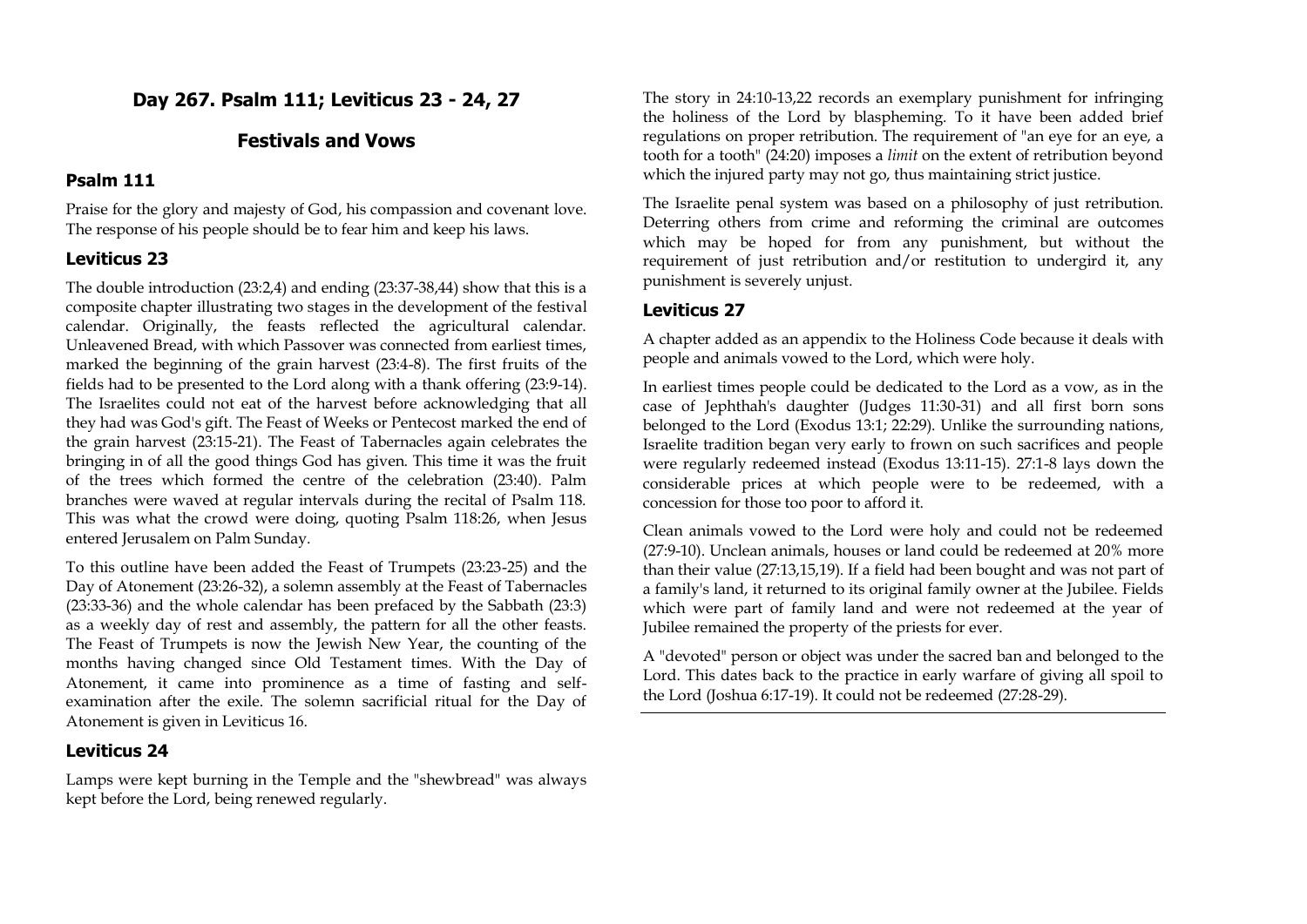## Day 267. Psalm 111; Leviticus 23 - 24, 27

## Festivals and Vows

### Psalm 111

Praise for the glory and majesty of God, his compassion and covenant love. The response of his people should be to fear him and keep his laws.

### Leviticus 23

The double introduction (23:2,4) and ending (23:37-38,44) show that this is a composite chapter illustrating two stages in the development of the festival calendar. Originally, the feasts reflected the agricultural calendar. Unleavened Bread, with which Passover was connected from earliest times, marked the beginning of the grain harvest (23:4-8). The first fruits of the fields had to be presented to the Lord along with a thank offering (23:9-14). The Israelites could not eat of the harvest before acknowledging that all they had was God's gift. The Feast of Weeks or Pentecost marked the end of the grain harvest (23:15-21). The Feast of Tabernacles again celebrates the bringing in of all the good things God has given. This time it was the fruit of the trees which formed the centre of the celebration (23:40). Palm branches were waved at regular intervals during the recital of Psalm 118. This was what the crowd were doing, quoting Psalm 118:26, when Jesus entered Jerusalem on Palm Sunday.

To this outline have been added the Feast of Trumpets (23:23-25) and the Day of Atonement (23:26-32), a solemn assembly at the Feast of Tabernacles (23:33-36) and the whole calendar has been prefaced by the Sabbath (23:3) as a weekly day of rest and assembly, the pattern for all the other feasts. The Feast of Trumpets is now the Jewish New Year, the counting of the months having changed since Old Testament times. With the Day of Atonement, it came into prominence as a time of fasting and self-examination after the exile. The solemn sacrificial ritual for the Day of Atonement is given in Leviticus 16.

### Leviticus 24

Lamps were kept burning in the Temple and the "shewbread" was always kept before the Lord, being renewed regularly.

The story in 24:10-13,22 records an exemplary punishment for infringing the holiness of the Lord by blaspheming. To it have been added brief regulations on proper retribution. The requirement of "an eye for an eye, a tooth for a tooth" (24:20) imposes a *limit* on the extent of retribution beyond which the injured party may not go, thus maintaining strict justice.

The Israelite penal system was based on a philosophy of just retribution. Deterring others from crime and reforming the criminal are outcomes which may be hoped for from any punishment, but without the requirement of just retribution and/or restitution to undergird it, any punishment is severely unjust.

### Leviticus 27

A chapter added as an appendix to the Holiness Code because it deals with people and animals vowed to the Lord, which were holy.

In earliest times people could be dedicated to the Lord as a vow, as in the case of Jephthah's daughter (Judges 11:30-31) and all first born sons belonged to the Lord (Exodus 13:1; 22:29). Unlike the surrounding nations, Israelite tradition began very early to frown on such sacrifices and people were regularly redeemed instead (Exodus 13:11-15). 27:1-8 lays down the considerable prices at which people were to be redeemed, with a concession for those too poor to afford it.

Clean animals vowed to the Lord were holy and could not be redeemed (27:9-10). Unclean animals, houses or land could be redeemed at 20% more than their value (27:13,15,19). If a field had been bought and was not part of a family's land, it returned to its original family owner at the Jubilee. Fields which were part of family land and were not redeemed at the year of Jubilee remained the property of the priests for ever.

A "devoted" person or object was under the sacred ban and belonged to the Lord. This dates back to the practice in early warfare of giving all spoil to the Lord (Joshua 6:17-19). It could not be redeemed (27:28-29).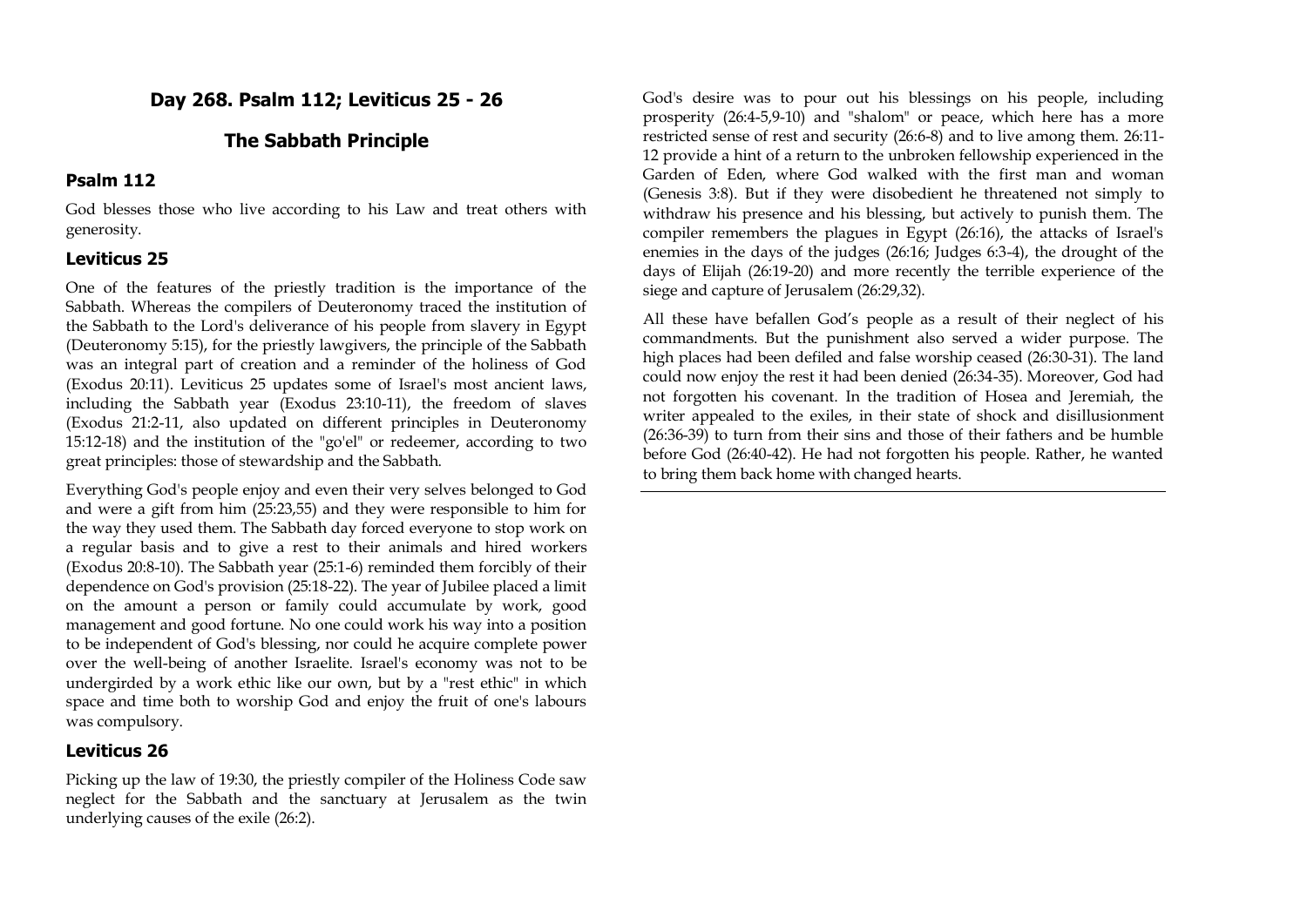## Day 268. Psalm 112; Leviticus 25 - 26

## The Sabbath Principle

### Psalm 112

God blesses those who live according to his Law and treat others with generosity.

### Leviticus 25

One of the features of the priestly tradition is the importance of the Sabbath. Whereas the compilers of Deuteronomy traced the institution of the Sabbath to the Lord's deliverance of his people from slavery in Egypt (Deuteronomy 5:15), for the priestly lawgivers, the principle of the Sabbath was an integral part of creation and a reminder of the holiness of God (Exodus 20:11). Leviticus 25 updates some of Israel's most ancient laws, including the Sabbath year (Exodus 23:10-11), the freedom of slaves (Exodus 21:2-11, also updated on different principles in Deuteronomy 15:12-18) and the institution of the "go'el" or redeemer, according to two great principles: those of stewardship and the Sabbath.

Everything God's people enjoy and even their very selves belonged to God and were a gift from him (25:23,55) and they were responsible to him for the way they used them. The Sabbath day forced everyone to stop work on a regular basis and to give a rest to their animals and hired workers (Exodus 20:8-10). The Sabbath year (25:1-6) reminded them forcibly of their dependence on God's provision (25:18-22). The year of Jubilee placed a limit on the amount a person or family could accumulate by work, good management and good fortune. No one could work his way into a position to be independent of God's blessing, nor could he acquire complete power over the well-being of another Israelite. Israel's economy was not to be undergirded by a work ethic like our own, but by a "rest ethic" in which space and time both to worship God and enjoy the fruit of one's labours was compulsory.

### Leviticus 26

Picking up the law of 19:30, the priestly compiler of the Holiness Code saw neglect for the Sabbath and the sanctuary at Jerusalem as the twin underlying causes of the exile (26:2).

God's desire was to pour out his blessings on his people, including prosperity (26:4-5,9-10) and "shalom" or peace, which here has a more restricted sense of rest and security (26:6-8) and to live among them. 26:11-12 provide a hint of a return to the unbroken fellowship experienced in the Garden of Eden, where God walked with the first man and woman (Genesis 3:8). But if they were disobedient he threatened not simply to withdraw his presence and his blessing, but actively to punish them. The compiler remembers the plagues in Egypt (26:16), the attacks of Israel's enemies in the days of the judges (26:16; Judges 6:3-4), the drought of the days of Elijah (26:19-20) and more recently the terrible experience of the siege and capture of Jerusalem (26:29,32).

All these have befallen God's people as a result of their neglect of his commandments. But the punishment also served a wider purpose. The high places had been defiled and false worship ceased (26:30-31). The land could now enjoy the rest it had been denied (26:34-35). Moreover, God had not forgotten his covenant. In the tradition of Hosea and Jeremiah, the writer appealed to the exiles, in their state of shock and disillusionment (26:36-39) to turn from their sins and those of their fathers and be humble before God (26:40-42). He had not forgotten his people. Rather, he wanted to bring them back home with changed hearts.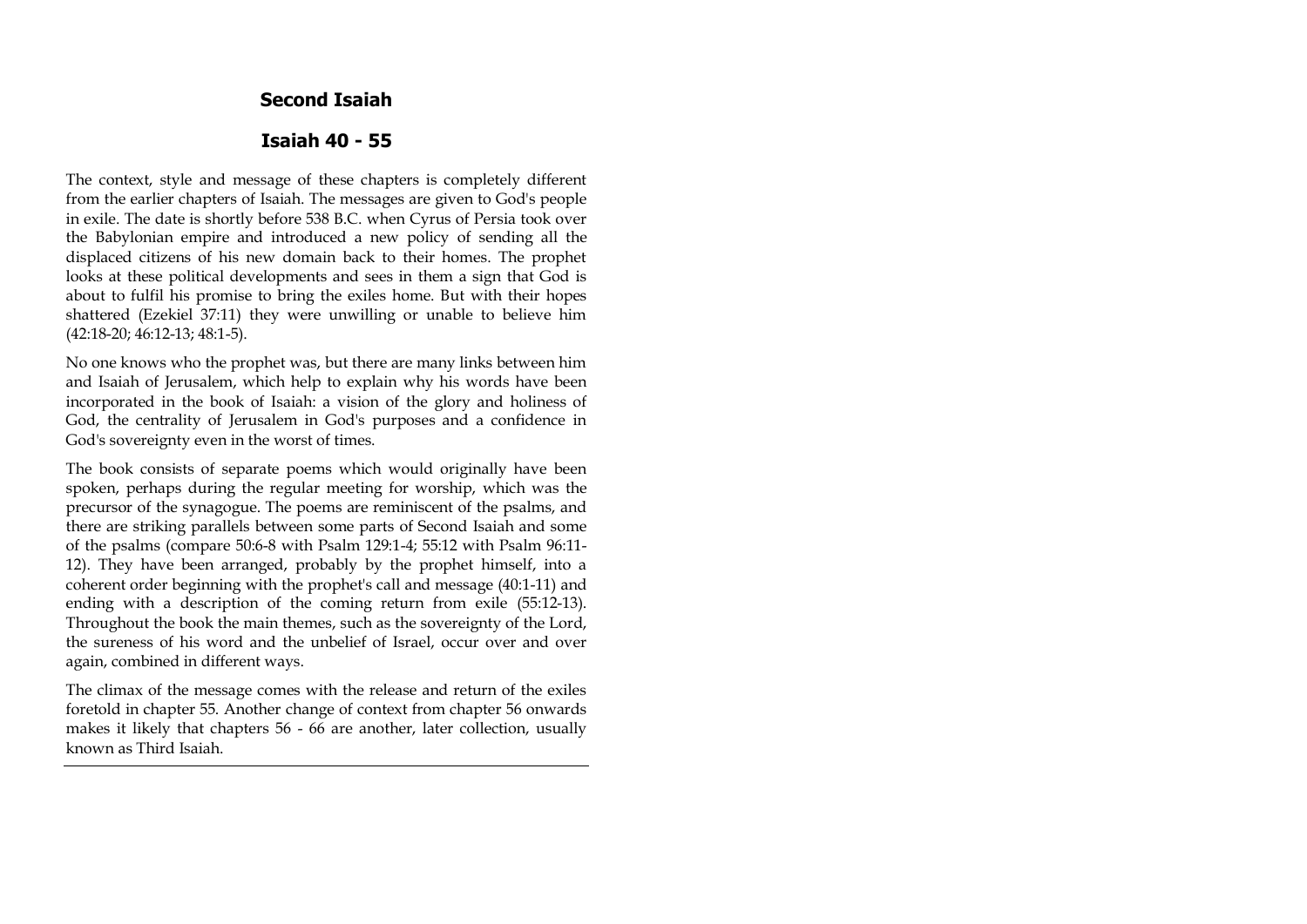## Second Isaiah

## Isaiah 40 - 55

The context, style and message of these chapters is completely different from the earlier chapters of Isaiah. The messages are given to God's people in exile. The date is shortly before 538 B.C. when Cyrus of Persia took over the Babylonian empire and introduced a new policy of sending all the displaced citizens of his new domain back to their homes. The prophet looks at these political developments and sees in them a sign that God is about to fulfil his promise to bring the exiles home. But with their hopes shattered (Ezekiel 37:11) they were unwilling or unable to believe him (42:18-20; 46:12-13; 48:1-5).

No one knows who the prophet was, but there are many links between him and Isaiah of Jerusalem, which help to explain why his words have been incorporated in the book of Isaiah: a vision of the glory and holiness of God, the centrality of Jerusalem in God's purposes and a confidence in God's sovereignty even in the worst of times.

The book consists of separate poems which would originally have been spoken, perhaps during the regular meeting for worship, which was the precursor of the synagogue. The poems are reminiscent of the psalms, and there are striking parallels between some parts of Second Isaiah and some of the psalms (compare 50:6-8 with Psalm 129:1-4; 55:12 with Psalm 96:11-12). They have been arranged, probably by the prophet himself, into a coherent order beginning with the prophet's call and message (40:1-11) and ending with a description of the coming return from exile (55:12-13). Throughout the book the main themes, such as the sovereignty of the Lord, the sureness of his word and the unbelief of Israel, occur over and over again, combined in different ways.

The climax of the message comes with the release and return of the exiles foretold in chapter 55. Another change of context from chapter 56 onwards makes it likely that chapters 56 - 66 are another, later collection, usually known as Third Isaiah.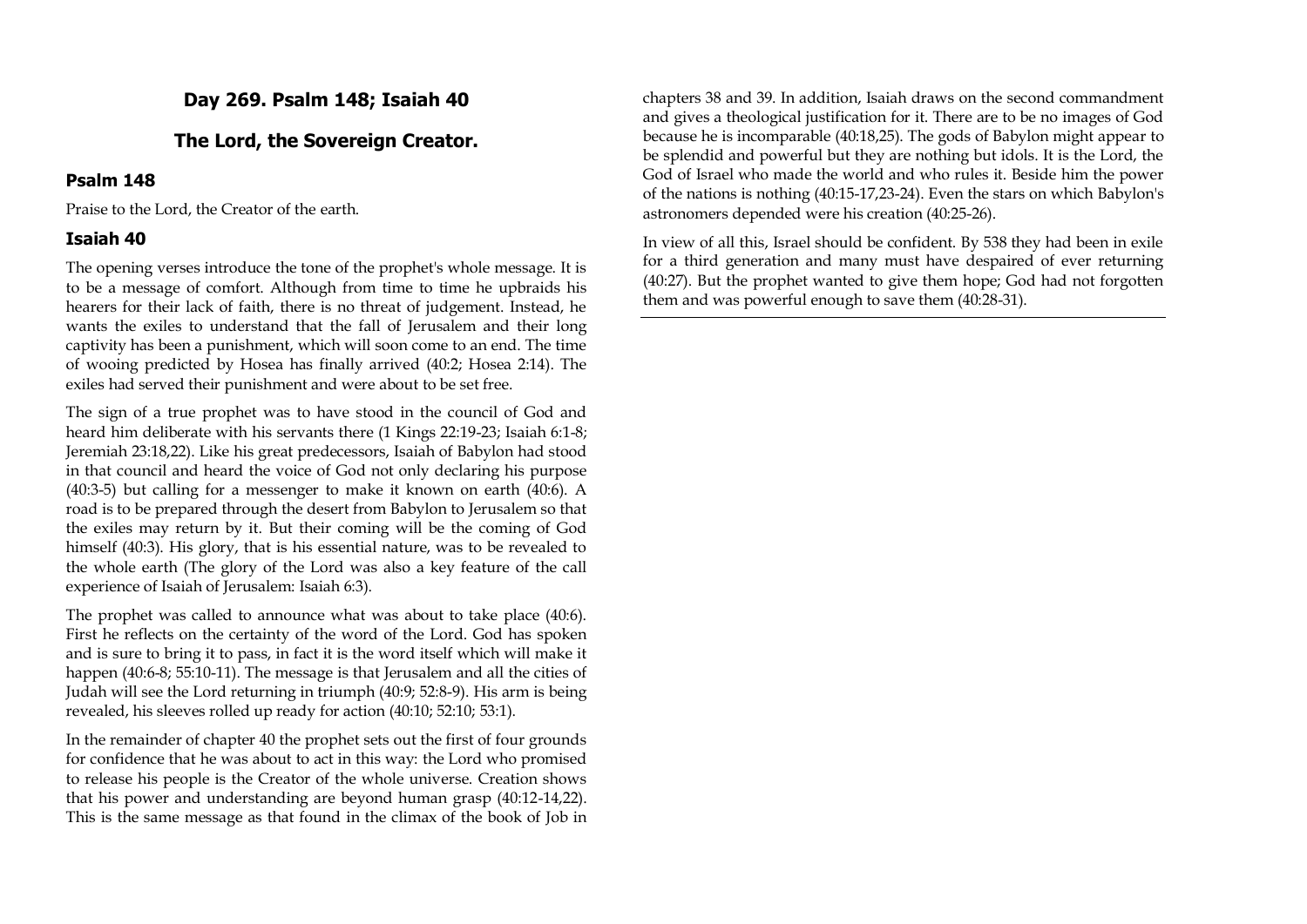## Day 269. Psalm 148; Isaiah 40

## The Lord, the Sovereign Creator.

### Psalm 148

Praise to the Lord, the Creator of the earth.

### Isaiah 40

The opening verses introduce the tone of the prophet's whole message. It is to be a message of comfort. Although from time to time he upbraids his hearers for their lack of faith, there is no threat of judgement. Instead, he wants the exiles to understand that the fall of Jerusalem and their long captivity has been a punishment, which will soon come to an end. The time of wooing predicted by Hosea has finally arrived (40:2; Hosea 2:14). The exiles had served their punishment and were about to be set free.

The sign of a true prophet was to have stood in the council of God and heard him deliberate with his servants there (1 Kings 22:19-23; Isaiah 6:1-8; Jeremiah 23:18,22). Like his great predecessors, Isaiah of Babylon had stood in that council and heard the voice of God not only declaring his purpose (40:3-5) but calling for a messenger to make it known on earth (40:6). A road is to be prepared through the desert from Babylon to Jerusalem so that the exiles may return by it. But their coming will be the coming of God himself (40:3). His glory, that is his essential nature, was to be revealed to the whole earth (The glory of the Lord was also a key feature of the call experience of Isaiah of Jerusalem: Isaiah 6:3).

The prophet was called to announce what was about to take place (40:6). First he reflects on the certainty of the word of the Lord. God has spoken and is sure to bring it to pass, in fact it is the word itself which will make it happen (40:6-8; 55:10-11). The message is that Jerusalem and all the cities of Judah will see the Lord returning in triumph (40:9; 52:8-9). His arm is being revealed, his sleeves rolled up ready for action (40:10; 52:10; 53:1).

In the remainder of chapter 40 the prophet sets out the first of four grounds for confidence that he was about to act in this way: the Lord who promised to release his people is the Creator of the whole universe. Creation shows that his power and understanding are beyond human grasp (40:12-14,22). This is the same message as that found in the climax of the book of Job in chapters 38 and 39. In addition, Isaiah draws on the second commandment and gives a theological justification for it. There are to be no images of God because he is incomparable (40:18,25). The gods of Babylon might appear to be splendid and powerful but they are nothing but idols. It is the Lord, the God of Israel who made the world and who rules it. Beside him the power of the nations is nothing (40:15-17,23-24). Even the stars on which Babylon's astronomers depended were his creation (40:25-26).

In view of all this, Israel should be confident. By 538 they had been in exile for a third generation and many must have despaired of ever returning (40:27). But the prophet wanted to give them hope; God had not forgotten them and was powerful enough to save them (40:28-31).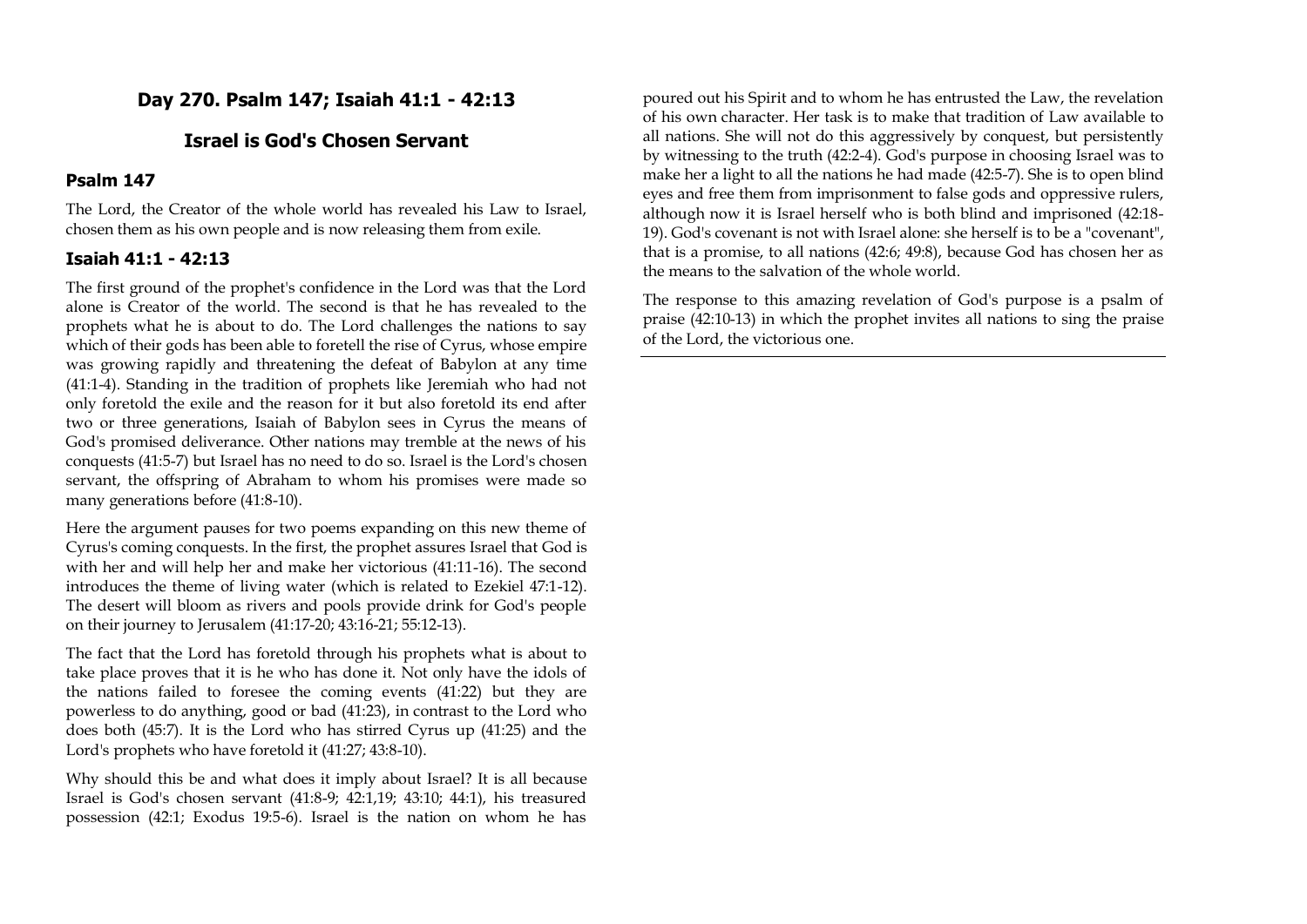## Day 270. Psalm 147; Isaiah 41:1 - 42:13

## Israel is God's Chosen Servant

### Psalm 147

The Lord, the Creator of the whole world has revealed his Law to Israel, chosen them as his own people and is now releasing them from exile.

### Isaiah 41:1 - 42:13

The first ground of the prophet's confidence in the Lord was that the Lord alone is Creator of the world. The second is that he has revealed to the prophets what he is about to do. The Lord challenges the nations to say which of their gods has been able to foretell the rise of Cyrus, whose empire was growing rapidly and threatening the defeat of Babylon at any time (41:1-4). Standing in the tradition of prophets like Jeremiah who had not only foretold the exile and the reason for it but also foretold its end after two or three generations, Isaiah of Babylon sees in Cyrus the means of God's promised deliverance. Other nations may tremble at the news of his conquests (41:5-7) but Israel has no need to do so. Israel is the Lord's chosen servant, the offspring of Abraham to whom his promises were made so many generations before (41:8-10).

Here the argument pauses for two poems expanding on this new theme of Cyrus's coming conquests. In the first, the prophet assures Israel that God is with her and will help her and make her victorious (41:11-16). The second introduces the theme of living water (which is related to Ezekiel 47:1-12). The desert will bloom as rivers and pools provide drink for God's people on their journey to Jerusalem (41:17-20; 43:16-21; 55:12-13).

The fact that the Lord has foretold through his prophets what is about to take place proves that it is he who has done it. Not only have the idols of the nations failed to foresee the coming events (41:22) but they are powerless to do anything, good or bad (41:23), in contrast to the Lord who does both (45:7). It is the Lord who has stirred Cyrus up (41:25) and the Lord's prophets who have foretold it (41:27; 43:8-10).

Why should this be and what does it imply about Israel? It is all because Israel is God's chosen servant (41:8-9; 42:1,19; 43:10; 44:1), his treasured possession (42:1; Exodus 19:5-6). Israel is the nation on whom he has poured out his Spirit and to whom he has entrusted the Law, the revelation of his own character. Her task is to make that tradition of Law available to all nations. She will not do this aggressively by conquest, but persistently by witnessing to the truth (42:2-4). God's purpose in choosing Israel was to make her a light to all the nations he had made (42:5-7). She is to open blind eyes and free them from imprisonment to false gods and oppressive rulers, although now it is Israel herself who is both blind and imprisoned (42:18-19). God's covenant is not with Israel alone: she herself is to be a "covenant", that is a promise, to all nations (42:6; 49:8), because God has chosen her as the means to the salvation of the whole world.

The response to this amazing revelation of God's purpose is a psalm of praise (42:10-13) in which the prophet invites all nations to sing the praise of the Lord, the victorious one.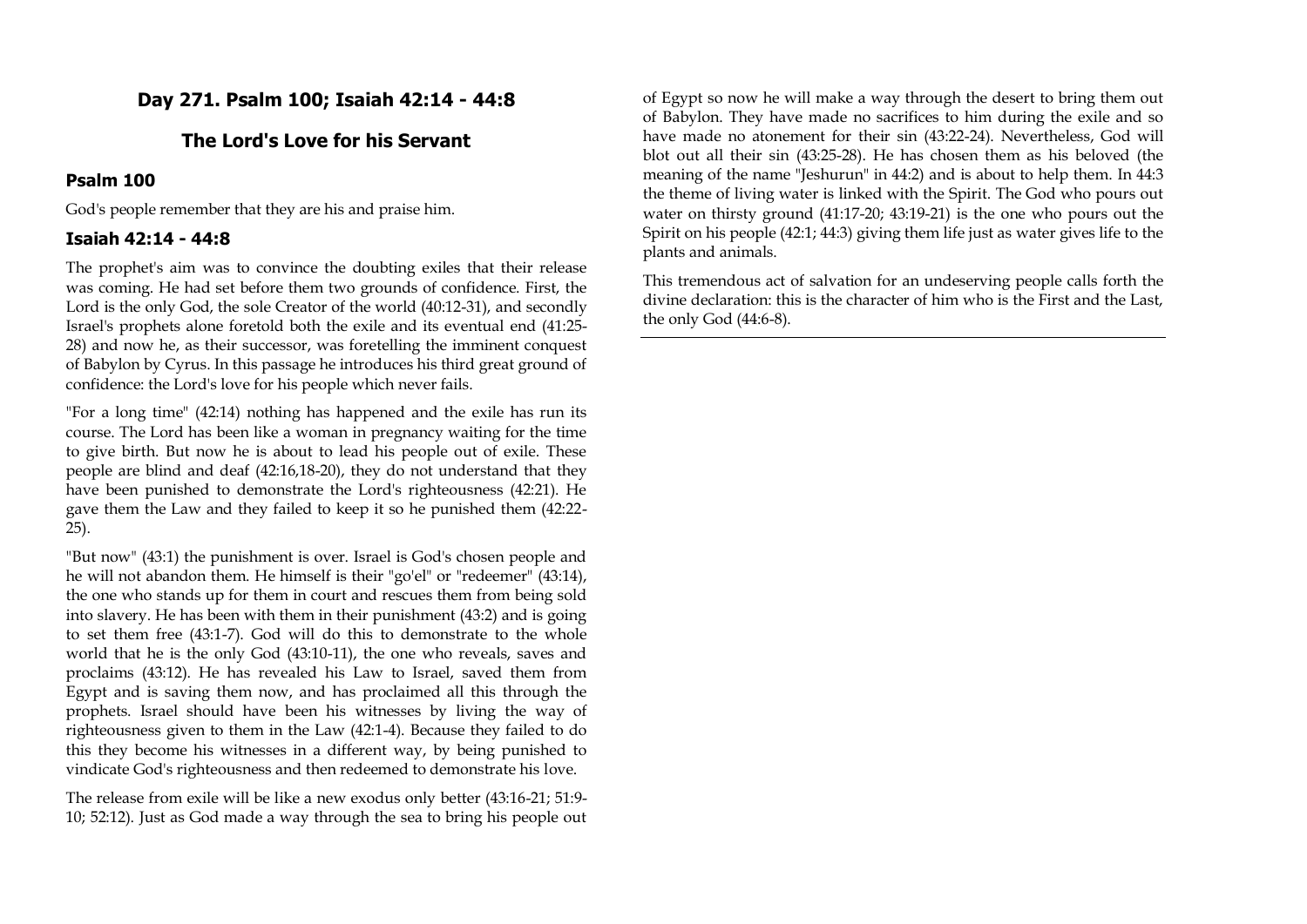## Day 271. Psalm 100; Isaiah 42:14 - 44:8

## The Lord's Love for his Servant

### Psalm 100

God's people remember that they are his and praise him.

### Isaiah 42:14 - 44:8

The prophet's aim was to convince the doubting exiles that their release was coming. He had set before them two grounds of confidence. First, the Lord is the only God, the sole Creator of the world (40:12-31), and secondly Israel's prophets alone foretold both the exile and its eventual end (41:25-28) and now he, as their successor, was foretelling the imminent conquest of Babylon by Cyrus. In this passage he introduces his third great ground of confidence: the Lord's love for his people which never fails.

"For a long time" (42:14) nothing has happened and the exile has run its course. The Lord has been like a woman in pregnancy waiting for the time to give birth. But now he is about to lead his people out of exile. These people are blind and deaf (42:16,18-20), they do not understand that they have been punished to demonstrate the Lord's righteousness (42:21). He gave them the Law and they failed to keep it so he punished them (42:22-25).

"But now" (43:1) the punishment is over. Israel is God's chosen people and he will not abandon them. He himself is their "go'el" or "redeemer" (43:14), the one who stands up for them in court and rescues them from being sold into slavery. He has been with them in their punishment (43:2) and is going to set them free (43:1-7). God will do this to demonstrate to the whole world that he is the only God (43:10-11), the one who reveals, saves and proclaims (43:12). He has revealed his Law to Israel, saved them from Egypt and is saving them now, and has proclaimed all this through the prophets. Israel should have been his witnesses by living the way of righteousness given to them in the Law (42:1-4). Because they failed to do this they become his witnesses in a different way, by being punished to vindicate God's righteousness and then redeemed to demonstrate his love.

The release from exile will be like a new exodus only better (43:16-21; 51:9-10; 52:12). Just as God made a way through the sea to bring his people out of Egypt so now he will make a way through the desert to bring them out of Babylon. They have made no sacrifices to him during the exile and so have made no atonement for their sin (43:22-24). Nevertheless, God will blot out all their sin (43:25-28). He has chosen them as his beloved (the meaning of the name "Jeshurun" in 44:2) and is about to help them. In 44:3 the theme of living water is linked with the Spirit. The God who pours out water on thirsty ground (41:17-20; 43:19-21) is the one who pours out the Spirit on his people (42:1; 44:3) giving them life just as water gives life to the plants and animals.

This tremendous act of salvation for an undeserving people calls forth the divine declaration: this is the character of him who is the First and the Last, the only God (44:6-8).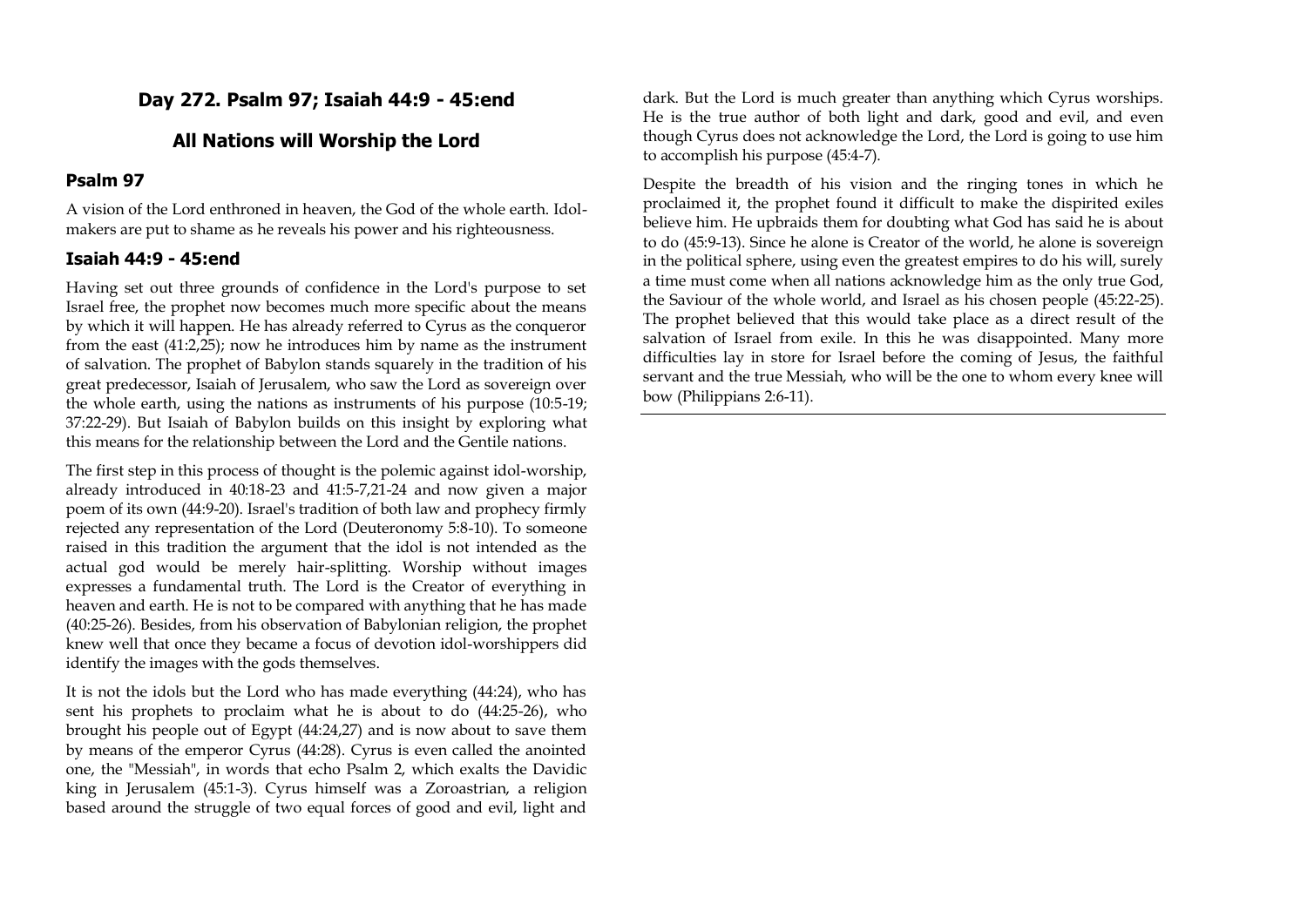## Day 272. Psalm 97; Isaiah 44:9 - 45:end

## All Nations will Worship the Lord

### Psalm 97

A vision of the Lord enthroned in heaven, the God of the whole earth. Idol-makers are put to shame as he reveals his power and his righteousness.

### Isaiah 44:9 - 45:end

Having set out three grounds of confidence in the Lord's purpose to set Israel free, the prophet now becomes much more specific about the means by which it will happen. He has already referred to Cyrus as the conqueror from the east (41:2,25); now he introduces him by name as the instrument of salvation. The prophet of Babylon stands squarely in the tradition of his great predecessor, Isaiah of Jerusalem, who saw the Lord as sovereign over the whole earth, using the nations as instruments of his purpose (10:5-19; 37:22-29). But Isaiah of Babylon builds on this insight by exploring what this means for the relationship between the Lord and the Gentile nations.

The first step in this process of thought is the polemic against idol-worship, already introduced in 40:18-23 and 41:5-7,21-24 and now given a major poem of its own (44:9-20). Israel's tradition of both law and prophecy firmly rejected any representation of the Lord (Deuteronomy 5:8-10). To someone raised in this tradition the argument that the idol is not intended as the actual god would be merely hair-splitting. Worship without images expresses a fundamental truth. The Lord is the Creator of everything in heaven and earth. He is not to be compared with anything that he has made (40:25-26). Besides, from his observation of Babylonian religion, the prophet knew well that once they became a focus of devotion idol-worshippers did identify the images with the gods themselves.

It is not the idols but the Lord who has made everything (44:24), who has sent his prophets to proclaim what he is about to do (44:25-26), who brought his people out of Egypt (44:24,27) and is now about to save them by means of the emperor Cyrus (44:28). Cyrus is even called the anointed one, the "Messiah", in words that echo Psalm 2, which exalts the Davidic king in Jerusalem (45:1-3). Cyrus himself was a Zoroastrian, a religion based around the struggle of two equal forces of good and evil, light and dark. But the Lord is much greater than anything which Cyrus worships. He is the true author of both light and dark, good and evil, and even though Cyrus does not acknowledge the Lord, the Lord is going to use him to accomplish his purpose (45:4-7).

Despite the breadth of his vision and the ringing tones in which he proclaimed it, the prophet found it difficult to make the dispirited exiles believe him. He upbraids them for doubting what God has said he is about to do (45:9-13). Since he alone is Creator of the world, he alone is sovereign in the political sphere, using even the greatest empires to do his will, surely a time must come when all nations acknowledge him as the only true God, the Saviour of the whole world, and Israel as his chosen people (45:22-25). The prophet believed that this would take place as a direct result of the salvation of Israel from exile. In this he was disappointed. Many more difficulties lay in store for Israel before the coming of Jesus, the faithful servant and the true Messiah, who will be the one to whom every knee will bow (Philippians 2:6-11).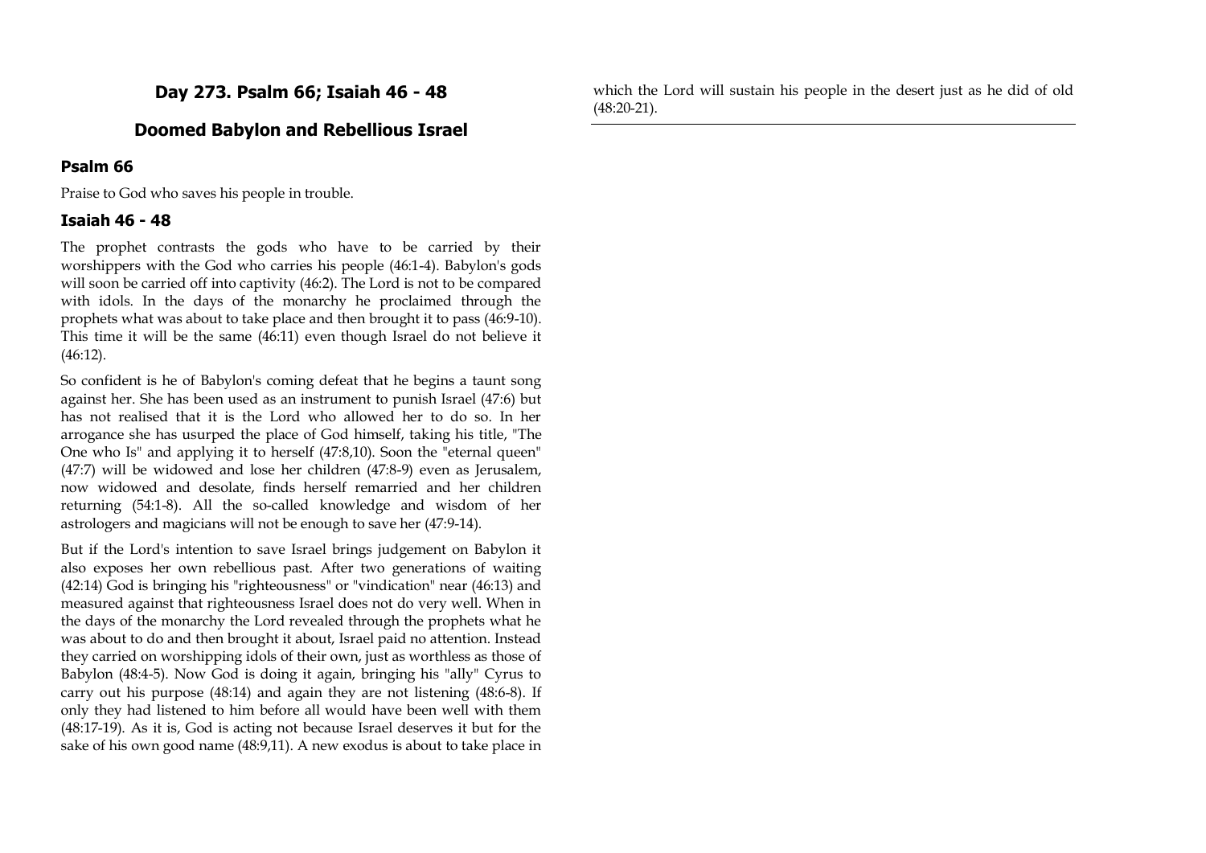## Day 273. Psalm 66; Isaiah 46 - 48

## Doomed Babylon and Rebellious Israel

### Psalm 66

Praise to God who saves his people in trouble.

### Isaiah 46 - 48

The prophet contrasts the gods who have to be carried by their worshippers with the God who carries his people (46:1-4). Babylon's gods will soon be carried off into captivity (46:2). The Lord is not to be compared with idols. In the days of the monarchy he proclaimed through the prophets what was about to take place and then brought it to pass (46:9-10). This time it will be the same (46:11) even though Israel do not believe it (46:12).

So confident is he of Babylon's coming defeat that he begins a taunt song against her. She has been used as an instrument to punish Israel (47:6) but has not realised that it is the Lord who allowed her to do so. In her arrogance she has usurped the place of God himself, taking his title, "The One who Is" and applying it to herself (47:8,10). Soon the "eternal queen" (47:7) will be widowed and lose her children (47:8-9) even as Jerusalem, now widowed and desolate, finds herself remarried and her children returning (54:1-8). All the so-called knowledge and wisdom of her astrologers and magicians will not be enough to save her (47:9-14).

But if the Lord's intention to save Israel brings judgement on Babylon it also exposes her own rebellious past. After two generations of waiting (42:14) God is bringing his "righteousness" or "vindication" near (46:13) and measured against that righteousness Israel does not do very well. When in the days of the monarchy the Lord revealed through the prophets what he was about to do and then brought it about, Israel paid no attention. Instead they carried on worshipping idols of their own, just as worthless as those of Babylon (48:4-5). Now God is doing it again, bringing his "ally" Cyrus to carry out his purpose (48:14) and again they are not listening (48:6-8). If only they had listened to him before all would have been well with them (48:17-19). As it is, God is acting not because Israel deserves it but for the sake of his own good name (48:9,11). A new exodus is about to take place in which the Lord will sustain his people in the desert just as he did of old (48:20-21).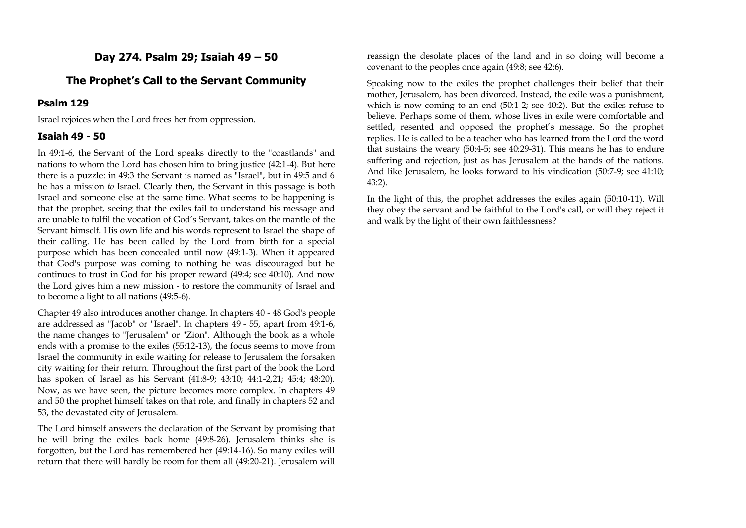## Day 274. Psalm 29; Isaiah 49 – 50

## The Prophet's Call to the Servant Community

### Psalm 129

Israel rejoices when the Lord frees her from oppression.

### Isaiah 49 - 50

In 49:1-6, the Servant of the Lord speaks directly to the "coastlands" and nations to whom the Lord has chosen him to bring justice (42:1-4). But here there is a puzzle: in 49:3 the Servant is named as "Israel", but in 49:5 and 6 he has a mission *to* Israel. Clearly then, the Servant in this passage is both Israel and someone else at the same time. What seems to be happening is that the prophet, seeing that the exiles fail to understand his message and are unable to fulfil the vocation of God's Servant, takes on the mantle of the Servant himself. His own life and his words represent to Israel the shape of their calling. He has been called by the Lord from birth for a special purpose which has been concealed until now (49:1-3). When it appeared that God's purpose was coming to nothing he was discouraged but he continues to trust in God for his proper reward (49:4; see 40:10). And now the Lord gives him a new mission - to restore the community of Israel and to become a light to all nations (49:5-6).

Chapter 49 also introduces another change. In chapters 40 - 48 God's people are addressed as "Jacob" or "Israel". In chapters 49 - 55, apart from 49:1-6, the name changes to "Jerusalem" or "Zion". Although the book as a whole ends with a promise to the exiles (55:12-13), the focus seems to move from Israel the community in exile waiting for release to Jerusalem the forsaken city waiting for their return. Throughout the first part of the book the Lord has spoken of Israel as his Servant (41:8-9; 43:10; 44:1-2,21; 45:4; 48:20). Now, as we have seen, the picture becomes more complex. In chapters 49 and 50 the prophet himself takes on that role, and finally in chapters 52 and 53, the devastated city of Jerusalem.

The Lord himself answers the declaration of the Servant by promising that he will bring the exiles back home (49:8-26). Jerusalem thinks she is forgotten, but the Lord has remembered her (49:14-16). So many exiles will return that there will hardly be room for them all (49:20-21). Jerusalem will reassign the desolate places of the land and in so doing will become a covenant to the peoples once again (49:8; see 42:6).

Speaking now to the exiles the prophet challenges their belief that their mother, Jerusalem, has been divorced. Instead, the exile was a punishment, which is now coming to an end (50:1-2; see 40:2). But the exiles refuse to believe. Perhaps some of them, whose lives in exile were comfortable and settled, resented and opposed the prophet's message. So the prophet replies. He is called to be a teacher who has learned from the Lord the word that sustains the weary (50:4-5; see 40:29-31). This means he has to endure suffering and rejection, just as has Jerusalem at the hands of the nations. And like Jerusalem, he looks forward to his vindication (50:7-9; see 41:10; 43:2).

In the light of this, the prophet addresses the exiles again (50:10-11). Will they obey the servant and be faithful to the Lord's call, or will they reject it and walk by the light of their own faithlessness?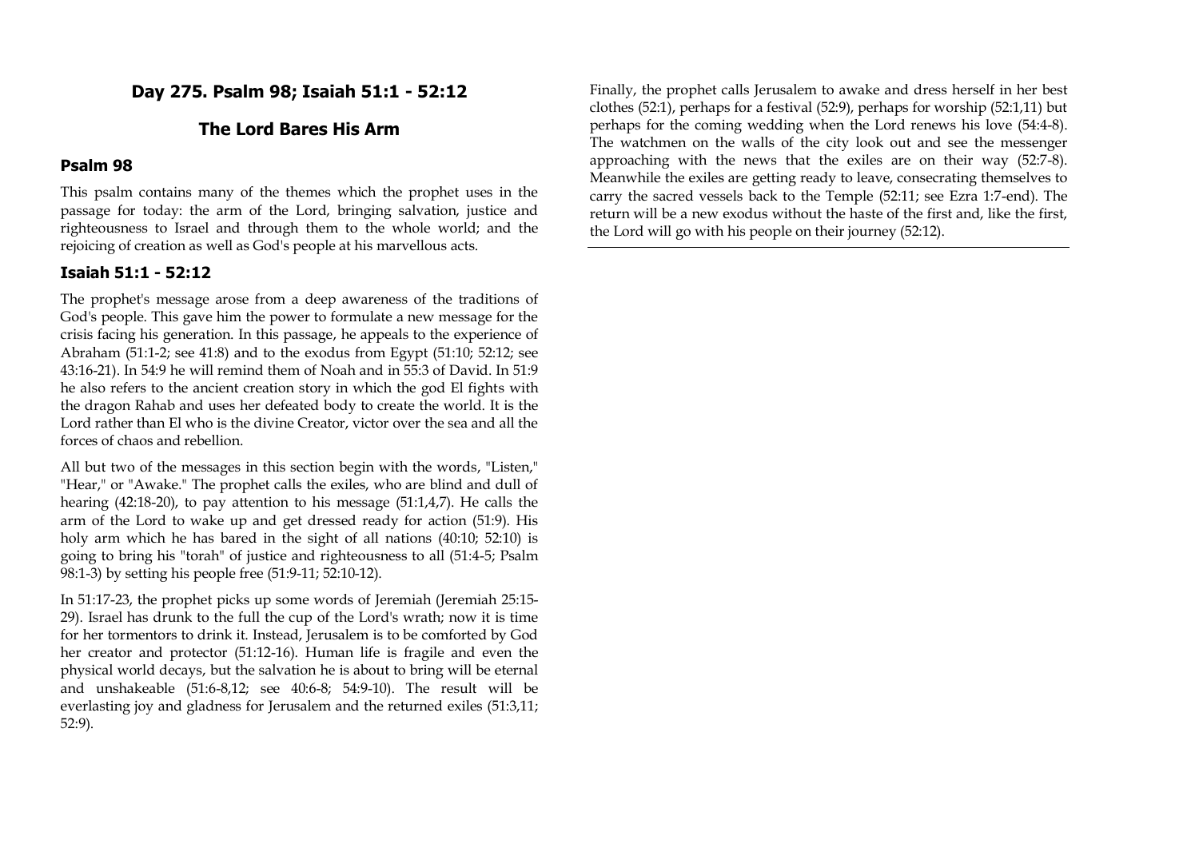## Day 275. Psalm 98; Isaiah 51:1 - 52:12

## The Lord Bares His Arm

### Psalm 98

This psalm contains many of the themes which the prophet uses in the passage for today: the arm of the Lord, bringing salvation, justice and righteousness to Israel and through them to the whole world; and the rejoicing of creation as well as God's people at his marvellous acts.

### Isaiah 51:1 - 52:12

The prophet's message arose from a deep awareness of the traditions of God's people. This gave him the power to formulate a new message for the crisis facing his generation. In this passage, he appeals to the experience of Abraham (51:1-2; see 41:8) and to the exodus from Egypt (51:10; 52:12; see 43:16-21). In 54:9 he will remind them of Noah and in 55:3 of David. In 51:9 he also refers to the ancient creation story in which the god El fights with the dragon Rahab and uses her defeated body to create the world. It is the Lord rather than El who is the divine Creator, victor over the sea and all the forces of chaos and rebellion.

All but two of the messages in this section begin with the words, "Listen," "Hear," or "Awake." The prophet calls the exiles, who are blind and dull of hearing (42:18-20), to pay attention to his message (51:1,4,7). He calls the arm of the Lord to wake up and get dressed ready for action (51:9). His holy arm which he has bared in the sight of all nations (40:10; 52:10) is going to bring his "torah" of justice and righteousness to all (51:4-5; Psalm 98:1-3) by setting his people free (51:9-11; 52:10-12).

In 51:17-23, the prophet picks up some words of Jeremiah (Jeremiah 25:15-29). Israel has drunk to the full the cup of the Lord's wrath; now it is time for her tormentors to drink it. Instead, Jerusalem is to be comforted by God her creator and protector (51:12-16). Human life is fragile and even the physical world decays, but the salvation he is about to bring will be eternal and unshakeable (51:6-8,12; see 40:6-8; 54:9-10). The result will be everlasting joy and gladness for Jerusalem and the returned exiles (51:3,11; 52:9).

Finally, the prophet calls Jerusalem to awake and dress herself in her best clothes (52:1), perhaps for a festival (52:9), perhaps for worship (52:1,11) but perhaps for the coming wedding when the Lord renews his love (54:4-8). The watchmen on the walls of the city look out and see the messenger approaching with the news that the exiles are on their way (52:7-8). Meanwhile the exiles are getting ready to leave, consecrating themselves to carry the sacred vessels back to the Temple (52:11; see Ezra 1:7-end). The return will be a new exodus without the haste of the first and, like the first, the Lord will go with his people on their journey (52:12).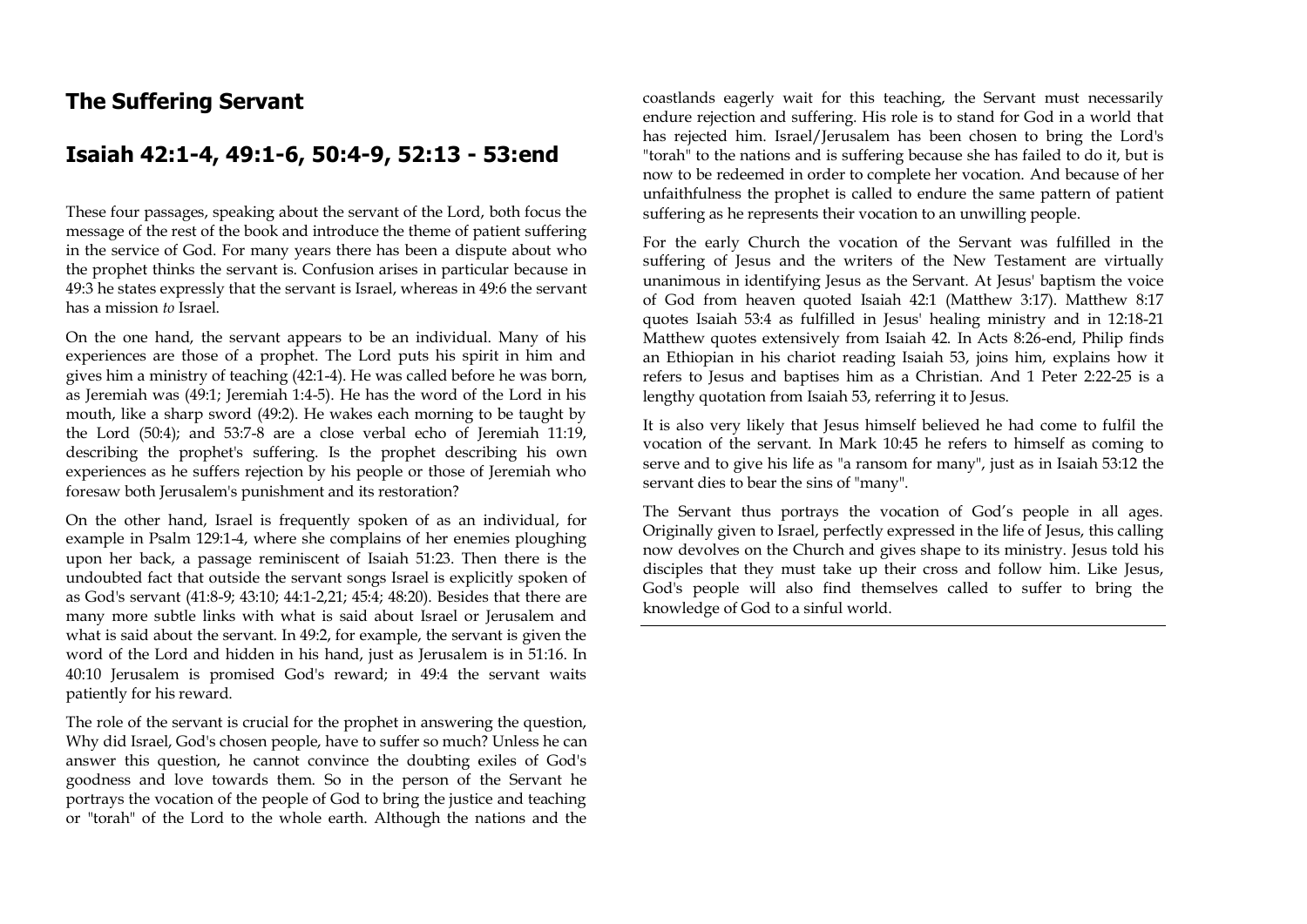## The Suffering Servant

## Isaiah 42:1-4, 49:1-6, 50:4-9, 52:13 - 53:end

These four passages, speaking about the servant of the Lord, both focus the message of the rest of the book and introduce the theme of patient suffering in the service of God. For many years there has been a dispute about who the prophet thinks the servant is. Confusion arises in particular because in 49:3 he states expressly that the servant is Israel, whereas in 49:6 the servant has a mission *to* Israel.

On the one hand, the servant appears to be an individual. Many of his experiences are those of a prophet. The Lord puts his spirit in him and gives him a ministry of teaching (42:1-4). He was called before he was born, as Jeremiah was (49:1; Jeremiah 1:4-5). He has the word of the Lord in his mouth, like a sharp sword (49:2). He wakes each morning to be taught by the Lord (50:4); and 53:7-8 are a close verbal echo of Jeremiah 11:19, describing the prophet's suffering. Is the prophet describing his own experiences as he suffers rejection by his people or those of Jeremiah who foresaw both Jerusalem's punishment and its restoration?

On the other hand, Israel is frequently spoken of as an individual, for example in Psalm 129:1-4, where she complains of her enemies ploughing upon her back, a passage reminiscent of Isaiah 51:23. Then there is the undoubted fact that outside the servant songs Israel is explicitly spoken of as God's servant (41:8-9; 43:10; 44:1-2,21; 45:4; 48:20). Besides that there are many more subtle links with what is said about Israel or Jerusalem and what is said about the servant. In 49:2, for example, the servant is given the word of the Lord and hidden in his hand, just as Jerusalem is in 51:16. In 40:10 Jerusalem is promised God's reward; in 49:4 the servant waits patiently for his reward.

The role of the servant is crucial for the prophet in answering the question, Why did Israel, God's chosen people, have to suffer so much? Unless he can answer this question, he cannot convince the doubting exiles of God's goodness and love towards them. So in the person of the Servant he portrays the vocation of the people of God to bring the justice and teaching or "torah" of the Lord to the whole earth. Although the nations and the coastlands eagerly wait for this teaching, the Servant must necessarily endure rejection and suffering. His role is to stand for God in a world that has rejected him. Israel/Jerusalem has been chosen to bring the Lord's "torah" to the nations and is suffering because she has failed to do it, but is now to be redeemed in order to complete her vocation. And because of her unfaithfulness the prophet is called to endure the same pattern of patient suffering as he represents their vocation to an unwilling people.

For the early Church the vocation of the Servant was fulfilled in the suffering of Jesus and the writers of the New Testament are virtually unanimous in identifying Jesus as the Servant. At Jesus' baptism the voice of God from heaven quoted Isaiah 42:1 (Matthew 3:17). Matthew 8:17 quotes Isaiah 53:4 as fulfilled in Jesus' healing ministry and in 12:18-21 Matthew quotes extensively from Isaiah 42. In Acts 8:26-end, Philip finds an Ethiopian in his chariot reading Isaiah 53, joins him, explains how it refers to Jesus and baptises him as a Christian. And 1 Peter 2:22-25 is a lengthy quotation from Isaiah 53, referring it to Jesus.

It is also very likely that Jesus himself believed he had come to fulfil the vocation of the servant. In Mark 10:45 he refers to himself as coming to serve and to give his life as "a ransom for many", just as in Isaiah 53:12 the servant dies to bear the sins of "many".

The Servant thus portrays the vocation of God's people in all ages. Originally given to Israel, perfectly expressed in the life of Jesus, this calling now devolves on the Church and gives shape to its ministry. Jesus told his disciples that they must take up their cross and follow him. Like Jesus, God's people will also find themselves called to suffer to bring the knowledge of God to a sinful world.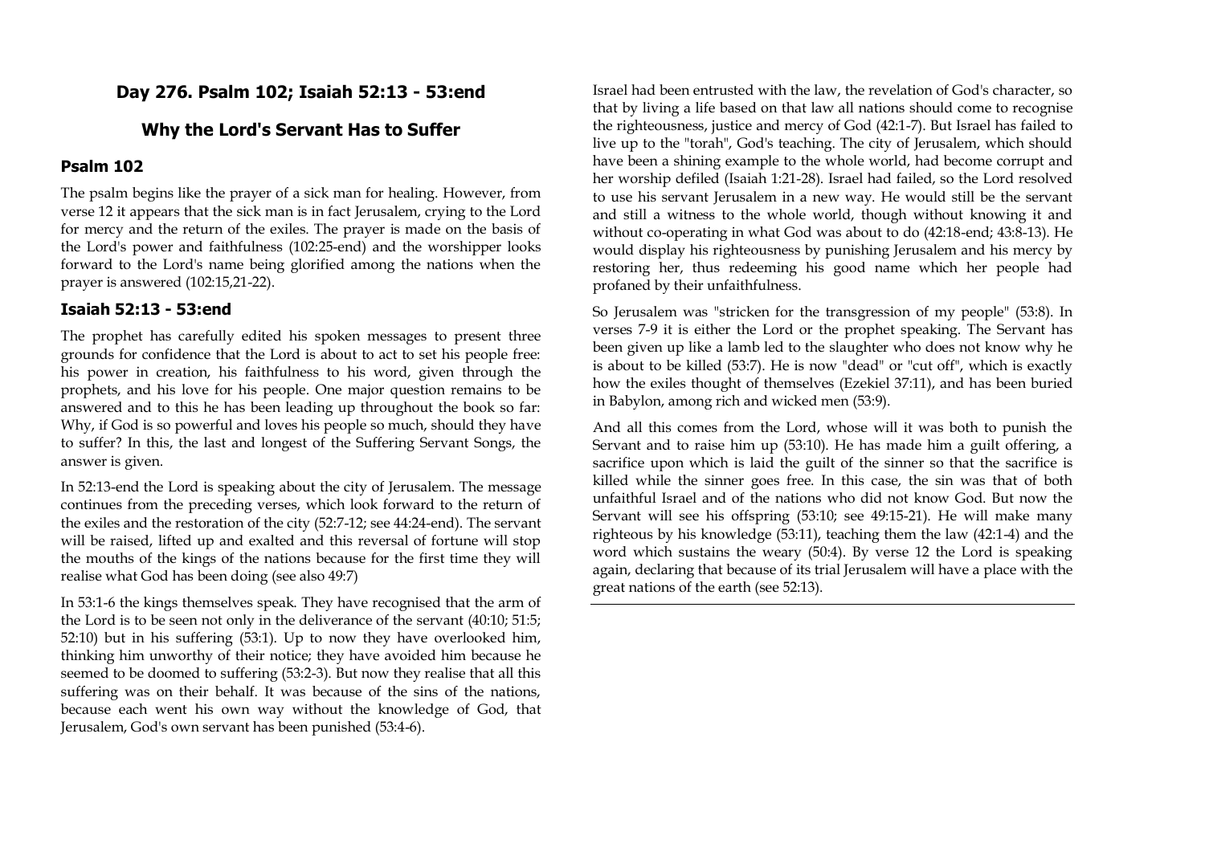## Day 276. Psalm 102; Isaiah 52:13 - 53:end

## Why the Lord's Servant Has to Suffer

### Psalm 102

The psalm begins like the prayer of a sick man for healing. However, from verse 12 it appears that the sick man is in fact Jerusalem, crying to the Lord for mercy and the return of the exiles. The prayer is made on the basis of the Lord's power and faithfulness (102:25-end) and the worshipper looks forward to the Lord's name being glorified among the nations when the prayer is answered (102:15,21-22).

### Isaiah 52:13 - 53:end

The prophet has carefully edited his spoken messages to present three grounds for confidence that the Lord is about to act to set his people free: his power in creation, his faithfulness to his word, given through the prophets, and his love for his people. One major question remains to be answered and to this he has been leading up throughout the book so far: Why, if God is so powerful and loves his people so much, should they have to suffer? In this, the last and longest of the Suffering Servant Songs, the answer is given.

In 52:13-end the Lord is speaking about the city of Jerusalem. The message continues from the preceding verses, which look forward to the return of the exiles and the restoration of the city (52:7-12; see 44:24-end). The servant will be raised, lifted up and exalted and this reversal of fortune will stop the mouths of the kings of the nations because for the first time they will realise what God has been doing (see also 49:7)

In 53:1-6 the kings themselves speak. They have recognised that the arm of the Lord is to be seen not only in the deliverance of the servant (40:10; 51:5; 52:10) but in his suffering (53:1). Up to now they have overlooked him, thinking him unworthy of their notice; they have avoided him because he seemed to be doomed to suffering (53:2-3). But now they realise that all this suffering was on their behalf. It was because of the sins of the nations, because each went his own way without the knowledge of God, that Jerusalem, God's own servant has been punished (53:4-6).

Israel had been entrusted with the law, the revelation of God's character, so that by living a life based on that law all nations should come to recognise the righteousness, justice and mercy of God (42:1-7). But Israel has failed to live up to the "torah", God's teaching. The city of Jerusalem, which should have been a shining example to the whole world, had become corrupt and her worship defiled (Isaiah 1:21-28). Israel had failed, so the Lord resolved to use his servant Jerusalem in a new way. He would still be the servant and still a witness to the whole world, though without knowing it and without co-operating in what God was about to do (42:18-end; 43:8-13). He would display his righteousness by punishing Jerusalem and his mercy by restoring her, thus redeeming his good name which her people had profaned by their unfaithfulness.

So Jerusalem was "stricken for the transgression of my people" (53:8). In verses 7-9 it is either the Lord or the prophet speaking. The Servant has been given up like a lamb led to the slaughter who does not know why he is about to be killed (53:7). He is now "dead" or "cut off", which is exactly how the exiles thought of themselves (Ezekiel 37:11), and has been buried in Babylon, among rich and wicked men (53:9).

And all this comes from the Lord, whose will it was both to punish the Servant and to raise him up (53:10). He has made him a guilt offering, a sacrifice upon which is laid the guilt of the sinner so that the sacrifice is killed while the sinner goes free. In this case, the sin was that of both unfaithful Israel and of the nations who did not know God. But now the Servant will see his offspring (53:10; see 49:15-21). He will make many righteous by his knowledge (53:11), teaching them the law (42:1-4) and the word which sustains the weary (50:4). By verse 12 the Lord is speaking again, declaring that because of its trial Jerusalem will have a place with the great nations of the earth (see 52:13).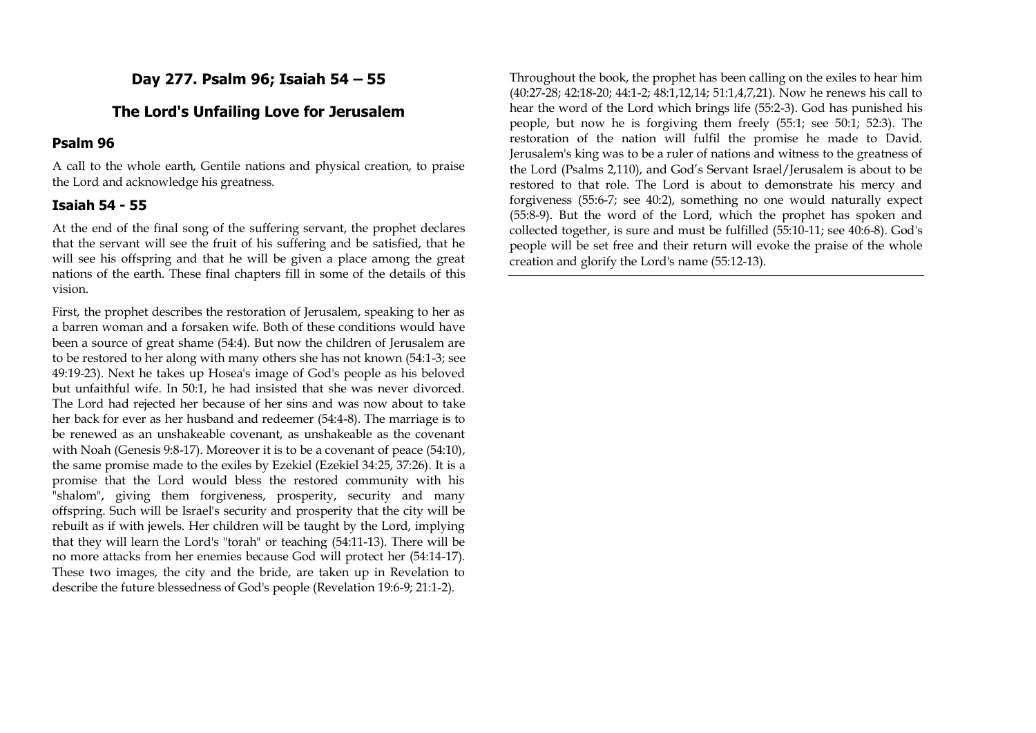# Day 277. Psalm 96; Isaiah 54 – 55

## The Lord's Unfailing Love for Jerusalem

### Psalm 96

A call to the whole earth, Gentile nations and physical creation, to praise the Lord and acknowledge his greatness.

### Isaiah 54 - 55

At the end of the final song of the suffering servant, the prophet declares that the servant will see the fruit of his suffering and be satisfied, that he will see his offspring and that he will be given a place among the great nations of the earth. These final chapters fill in some of the details of this vision.

First, the prophet describes the restoration of Jerusalem, speaking to her as a barren woman and a forsaken wife. Both of these conditions would have been a source of great shame (54:4). But now the children of Jerusalem are to be restored to her along with many others she has not known (54:1-3; see 49:19-23). Next he takes up Hosea's image of God's people as his beloved but unfaithful wife. In 50:1, he had insisted that she was never divorced. The Lord had rejected her because of her sins and was now about to take her back for ever as her husband and redeemer (54:4-8). The marriage is to be renewed as an unshakeable covenant, as unshakeable as the covenant with Noah (Genesis 9:8-17). Moreover it is to be a covenant of peace (54:10), the same promise made to the exiles by Ezekiel (Ezekiel 34:25, 37:26). It is a promise that the Lord would bless the restored community with his "shalom", giving them forgiveness, prosperity, security and many offspring. Such will be Israel's security and prosperity that the city will be rebuilt as if with jewels. Her children will be taught by the Lord, implying that they will learn the Lord's "torah" or teaching (54:11-13). There will be no more attacks from her enemies because God will protect her (54:14-17). These two images, the city and the bride, are taken up in Revelation to describe the future blessedness of God's people (Revelation 19:6-9; 21:1-2).

Throughout the book, the prophet has been calling on the exiles to hear him (40:27-28; 42:18-20; 44:1-2; 48:1,12,14; 51:1,4,7,21). Now he renews his call to hear the word of the Lord which brings life (55:2-3). God has punished his people, but now he is forgiving them freely (55:1; see 50:1; 52:3). The restoration of the nation will fulfil the promise he made to David. Jerusalem's king was to be a ruler of nations and witness to the greatness of the Lord (Psalms 2,110), and God's Servant Israel/Jerusalem is about to be restored to that role. The Lord is about to demonstrate his mercy and forgiveness (55:6-7; see 40:2), something no one would naturally expect (55:8-9). But the word of the Lord, which the prophet has spoken and collected together, is sure and must be fulfilled (55:10-11; see 40:6-8). God's people will be set free and their return will evoke the praise of the whole creation and glorify the Lord's name (55:12-13).